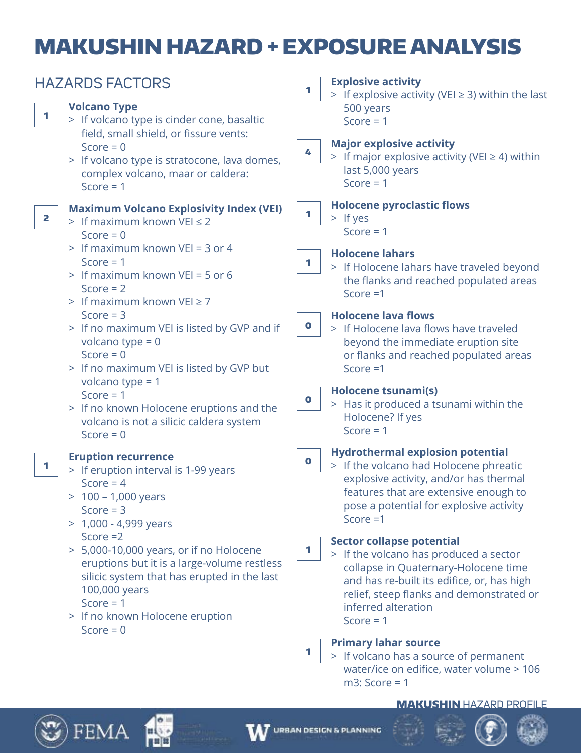# MAKUSHIN HAZARD + EXPOSURE ANALYSIS

## HAZARDS FACTORS

**1** — **Volcano Type**
- If volcano type is cinder cone, basaltic field, small shield, or fissure vents: Score = 0
- If volcano type is stratocone, lava domes, complex volcano, maar or caldera: Score = 1

**2** — **Maximum Volcano Explosivity Index (VEI)**
- If maximum known VEI ≤ 2 Score = 0
- If maximum known VEI = 3 or 4 Score = 1
- If maximum known VEI = 5 or 6 Score = 2
- If maximum known VEI ≥ 7 Score = 3
- If no maximum VEI is listed by GVP and if volcano type = 0 Score = 0
- If no maximum VEI is listed by GVP but volcano type = 1 Score = 1
- If no known Holocene eruptions and the volcano is not a silicic caldera system Score = 0

**1** — **Eruption recurrence**
- If eruption interval is 1-99 years Score = 4
- 100 – 1,000 years Score = 3
- 1,000 - 4,999 years Score =2
- 5,000-10,000 years, or if no Holocene eruptions but it is a large-volume restless silicic system that has erupted in the last 100,000 years Score = 1
- If no known Holocene eruption Score = 0

**1** — **Explosive activity**
- If explosive activity (VEI ≥ 3) within the last 500 years Score = 1

**4** — **Major explosive activity**
- If major explosive activity (VEI ≥ 4) within last 5,000 years Score = 1

**1** — **Holocene pyroclastic flows**
- If yes Score = 1

**1** — **Holocene lahars**
- If Holocene lahars have traveled beyond the flanks and reached populated areas Score =1

**0** — **Holocene lava flows**
- If Holocene lava flows have traveled beyond the immediate eruption site or flanks and reached populated areas Score =1

**0** — **Holocene tsunami(s)**
- Has it produced a tsunami within the Holocene? If yes Score = 1

**0** — **Hydrothermal explosion potential**
- If the volcano had Holocene phreatic explosive activity, and/or has thermal features that are extensive enough to pose a potential for explosive activity Score =1

**1** — **Sector collapse potential**
- If the volcano has produced a sector collapse in Quaternary-Holocene time and has re-built its edifice, or, has high relief, steep flanks and demonstrated or inferred alteration Score = 1

**1** — **Primary lahar source**
- If volcano has a source of permanent water/ice on edifice, water volume > 106 m3: Score = 1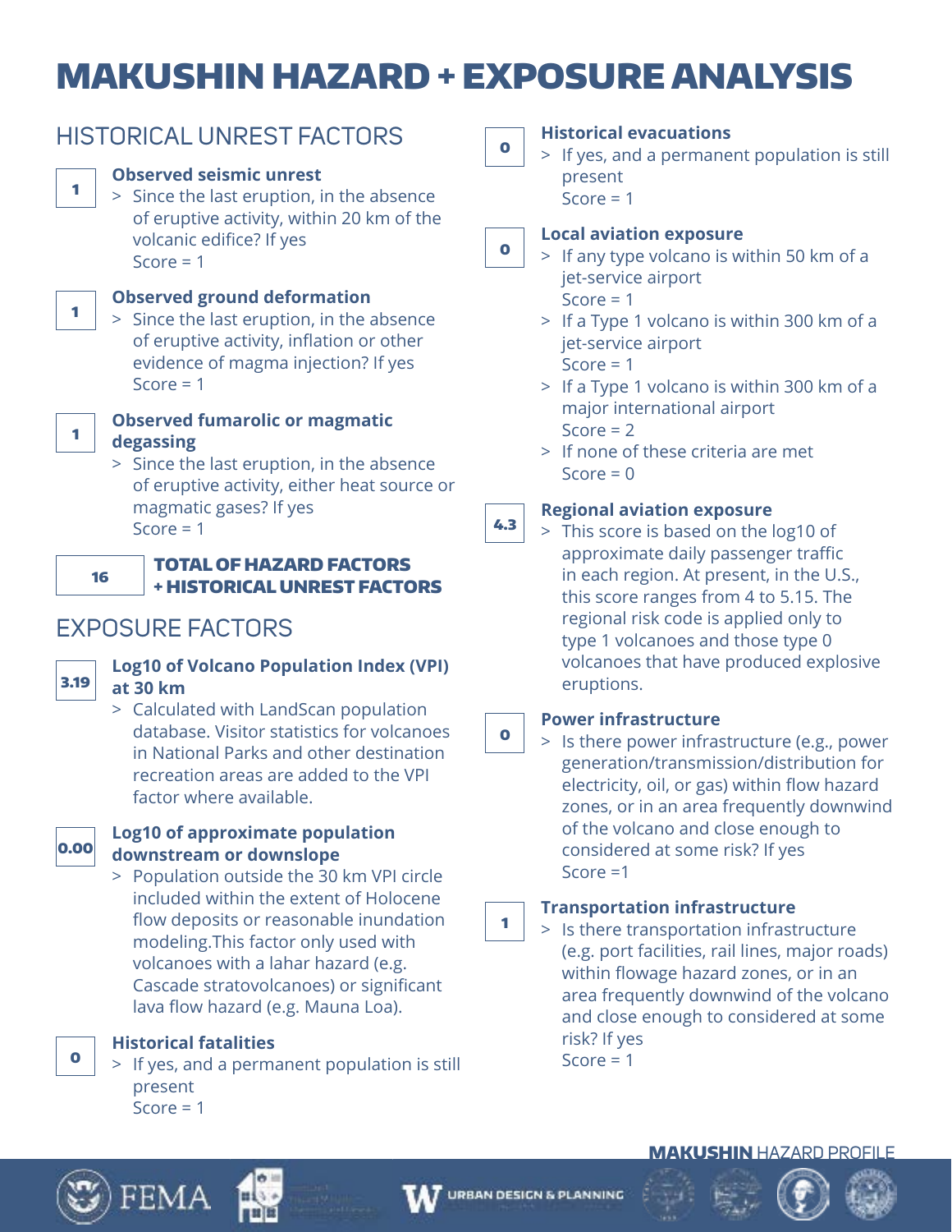# MAKUSHIN HAZARD + EXPOSURE ANALYSIS

## HISTORICAL UNREST FACTORS

**1**

### Observed seismic unrest

> Since the last eruption, in the absence of eruptive activity, within 20 km of the volcanic edifice? If yes
> Score = 1

**1**

### Observed ground deformation

> Since the last eruption, in the absence of eruptive activity, inflation or other evidence of magma injection? If yes
> Score = 1

**1**

### Observed fumarolic or magmatic degassing

> Since the last eruption, in the absence of eruptive activity, either heat source or magmatic gases? If yes
> Score = 1

**16**

### TOTAL OF HAZARD FACTORS + HISTORICAL UNREST FACTORS

## EXPOSURE FACTORS

**3.19**

### Log10 of Volcano Population Index (VPI) at 30 km

> Calculated with LandScan population database. Visitor statistics for volcanoes in National Parks and other destination recreation areas are added to the VPI factor where available.

**0.00**

### Log10 of approximate population downstream or downslope

> Population outside the 30 km VPI circle included within the extent of Holocene flow deposits or reasonable inundation modeling.This factor only used with volcanoes with a lahar hazard (e.g. Cascade stratovolcanoes) or significant lava flow hazard (e.g. Mauna Loa).

**0**

### Historical fatalities

> If yes, and a permanent population is still present
> Score = 1

**0**

### Historical evacuations

> If yes, and a permanent population is still present
> Score = 1

**0**

### Local aviation exposure

> If any type volcano is within 50 km of a jet-service airport
> Score = 1

> If a Type 1 volcano is within 300 km of a jet-service airport
> Score = 1

> If a Type 1 volcano is within 300 km of a major international airport
> Score = 2

> If none of these criteria are met
> Score = 0

**4.3**

### Regional aviation exposure

> This score is based on the log10 of approximate daily passenger traffic in each region. At present, in the U.S., this score ranges from 4 to 5.15. The regional risk code is applied only to type 1 volcanoes and those type 0 volcanoes that have produced explosive eruptions.

**0**

### Power infrastructure

> Is there power infrastructure (e.g., power generation/transmission/distribution for electricity, oil, or gas) within flow hazard zones, or in an area frequently downwind of the volcano and close enough to considered at some risk? If yes
> Score =1

**1**

### Transportation infrastructure

> Is there transportation infrastructure (e.g. port facilities, rail lines, major roads) within flowage hazard zones, or in an area frequently downwind of the volcano and close enough to considered at some risk? If yes
> Score = 1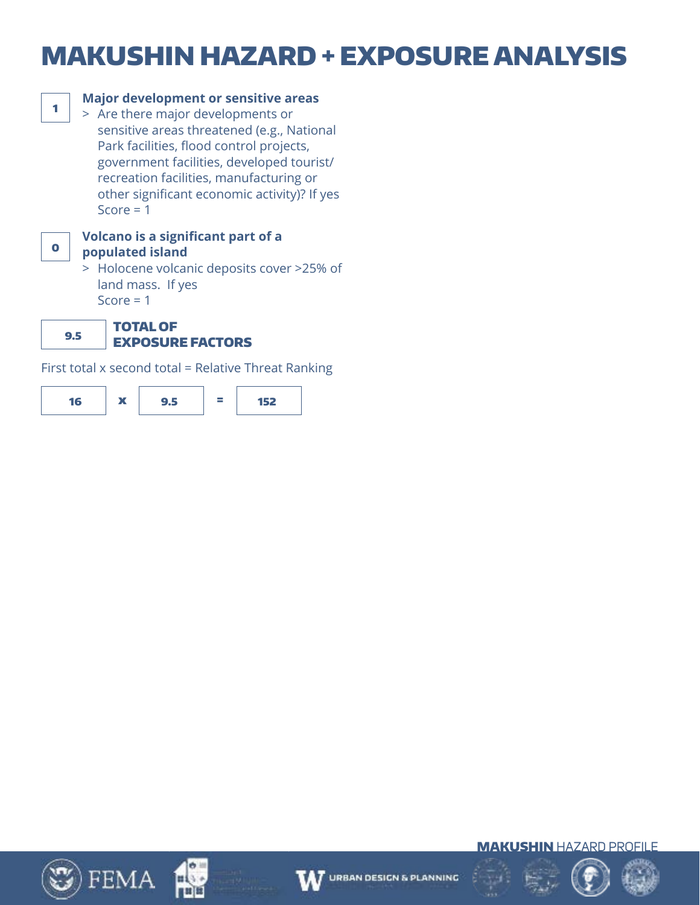# MAKUSHIN HAZARD + EXPOSURE ANALYSIS

**1**

**Major development or sensitive areas**

> Are there major developments or sensitive areas threatened (e.g., National Park facilities, flood control projects, government facilities, developed tourist/recreation facilities, manufacturing or other significant economic activity)? If yes Score = 1

**0**

**Volcano is a significant part of a populated island**

> Holocene volcanic deposits cover >25% of land mass. If yes Score = 1

**9.5** **TOTAL OF EXPOSURE FACTORS**

First total x second total = Relative Threat Ranking

**16** x **9.5** = **152**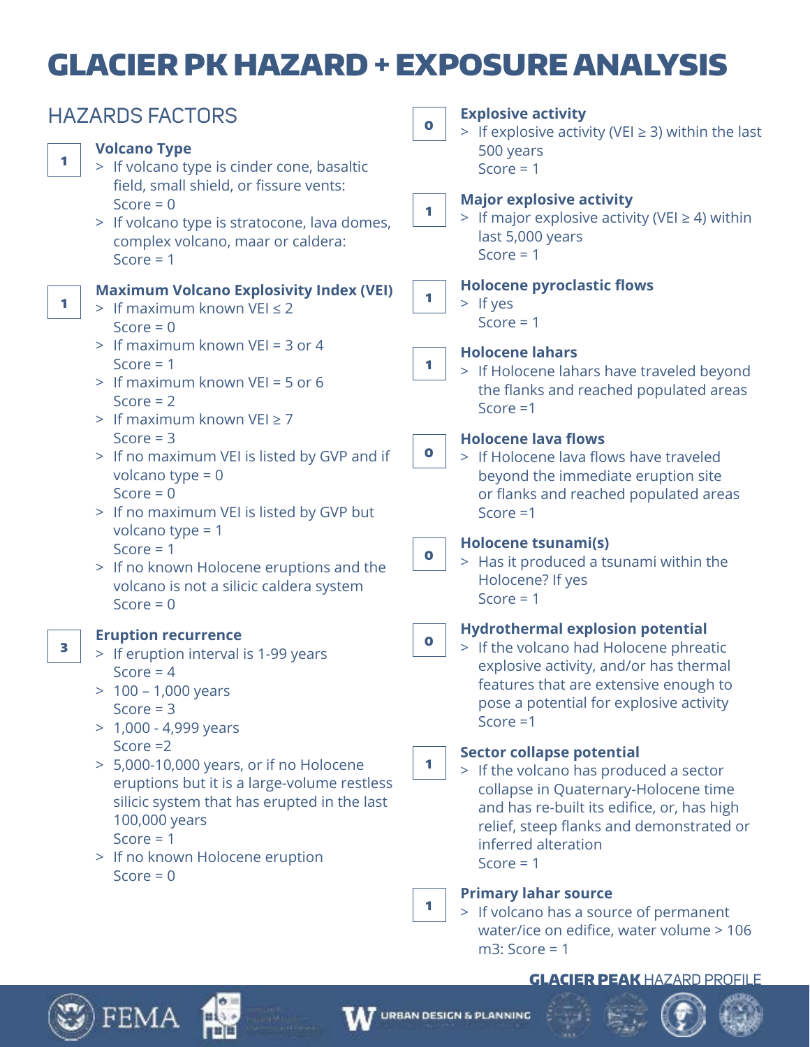# GLACIER PK HAZARD + EXPOSURE ANALYSIS

## HAZARDS FACTORS

**1** — **Volcano Type**

- > If volcano type is cinder cone, basaltic field, small shield, or fissure vents: Score = 0
- > If volcano type is stratocone, lava domes, complex volcano, maar or caldera: Score = 1

**1** — **Maximum Volcano Explosivity Index (VEI)**

- > If maximum known VEI ≤ 2 Score = 0
- > If maximum known VEI = 3 or 4 Score = 1
- > If maximum known VEI = 5 or 6 Score = 2
- > If maximum known VEI ≥ 7 Score = 3
- > If no maximum VEI is listed by GVP and if volcano type = 0 Score = 0
- > If no maximum VEI is listed by GVP but volcano type = 1 Score = 1
- > If no known Holocene eruptions and the volcano is not a silicic caldera system Score = 0

**3** — **Eruption recurrence**

- > If eruption interval is 1-99 years Score = 4
- > 100 – 1,000 years Score = 3
- > 1,000 - 4,999 years Score =2
- > 5,000-10,000 years, or if no Holocene eruptions but it is a large-volume restless silicic system that has erupted in the last 100,000 years Score = 1
- > If no known Holocene eruption Score = 0

**0** — **Explosive activity**

- > If explosive activity (VEI ≥ 3) within the last 500 years Score = 1

**1** — **Major explosive activity**

- > If major explosive activity (VEI ≥ 4) within last 5,000 years Score = 1

**1** — **Holocene pyroclastic flows**

- > If yes Score = 1

**1** — **Holocene lahars**

- > If Holocene lahars have traveled beyond the flanks and reached populated areas Score =1

**0** — **Holocene lava flows**

- > If Holocene lava flows have traveled beyond the immediate eruption site or flanks and reached populated areas Score =1

**0** — **Holocene tsunami(s)**

- > Has it produced a tsunami within the Holocene? If yes Score = 1

**0** — **Hydrothermal explosion potential**

- > If the volcano had Holocene phreatic explosive activity, and/or has thermal features that are extensive enough to pose a potential for explosive activity Score =1

**1** — **Sector collapse potential**

- > If the volcano has produced a sector collapse in Quaternary-Holocene time and has re-built its edifice, or, has high relief, steep flanks and demonstrated or inferred alteration Score = 1

**1** — **Primary lahar source**

- > If volcano has a source of permanent water/ice on edifice, water volume > 106 m3: Score = 1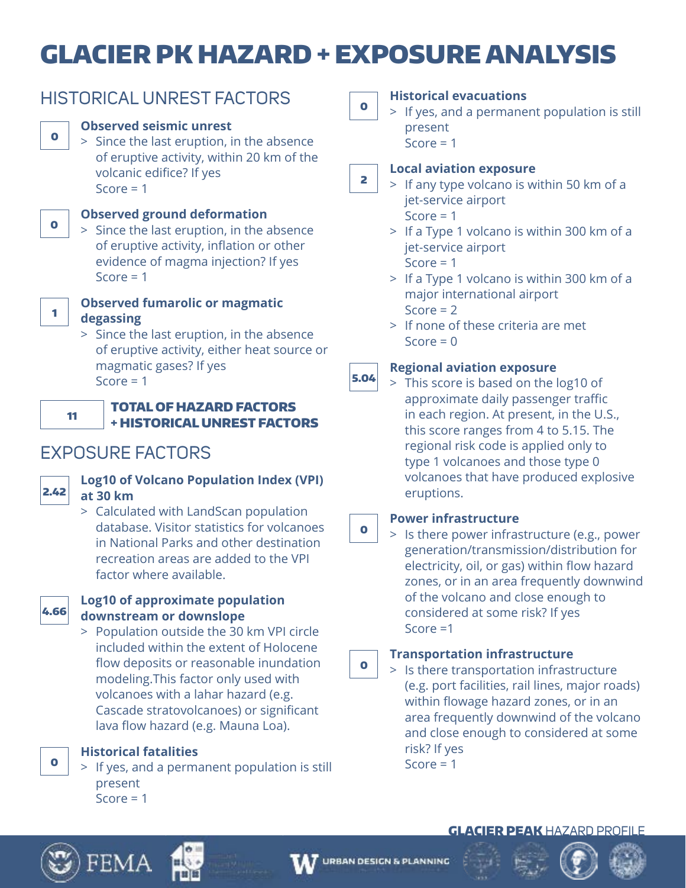# GLACIER PK HAZARD + EXPOSURE ANALYSIS

## HISTORICAL UNREST FACTORS

**0** — **Observed seismic unrest**
> Since the last eruption, in the absence of eruptive activity, within 20 km of the volcanic edifice? If yes
> Score = 1

**0** — **Observed ground deformation**
> Since the last eruption, in the absence of eruptive activity, inflation or other evidence of magma injection? If yes
> Score = 1

**1** — **Observed fumarolic or magmatic degassing**
> Since the last eruption, in the absence of eruptive activity, either heat source or magmatic gases? If yes
> Score = 1

**11** — **TOTAL OF HAZARD FACTORS + HISTORICAL UNREST FACTORS**

## EXPOSURE FACTORS

**2.42** — **Log10 of Volcano Population Index (VPI) at 30 km**
> Calculated with LandScan population database. Visitor statistics for volcanoes in National Parks and other destination recreation areas are added to the VPI factor where available.

**4.66** — **Log10 of approximate population downstream or downslope**
> Population outside the 30 km VPI circle included within the extent of Holocene flow deposits or reasonable inundation modeling.This factor only used with volcanoes with a lahar hazard (e.g. Cascade stratovolcanoes) or significant lava flow hazard (e.g. Mauna Loa).

**0** — **Historical fatalities**
> If yes, and a permanent population is still present
> Score = 1

**0** — **Historical evacuations**
> If yes, and a permanent population is still present
> Score = 1

**2** — **Local aviation exposure**
> If any type volcano is within 50 km of a jet-service airport
> Score = 1
> If a Type 1 volcano is within 300 km of a jet-service airport
> Score = 1
> If a Type 1 volcano is within 300 km of a major international airport
> Score = 2
> If none of these criteria are met
> Score = 0

**5.04** — **Regional aviation exposure**
> This score is based on the log10 of approximate daily passenger traffic in each region. At present, in the U.S., this score ranges from 4 to 5.15. The regional risk code is applied only to type 1 volcanoes and those type 0 volcanoes that have produced explosive eruptions.

**0** — **Power infrastructure**
> Is there power infrastructure (e.g., power generation/transmission/distribution for electricity, oil, or gas) within flow hazard zones, or in an area frequently downwind of the volcano and close enough to considered at some risk? If yes
> Score =1

**0** — **Transportation infrastructure**
> Is there transportation infrastructure (e.g. port facilities, rail lines, major roads) within flowage hazard zones, or in an area frequently downwind of the volcano and close enough to considered at some risk? If yes
> Score = 1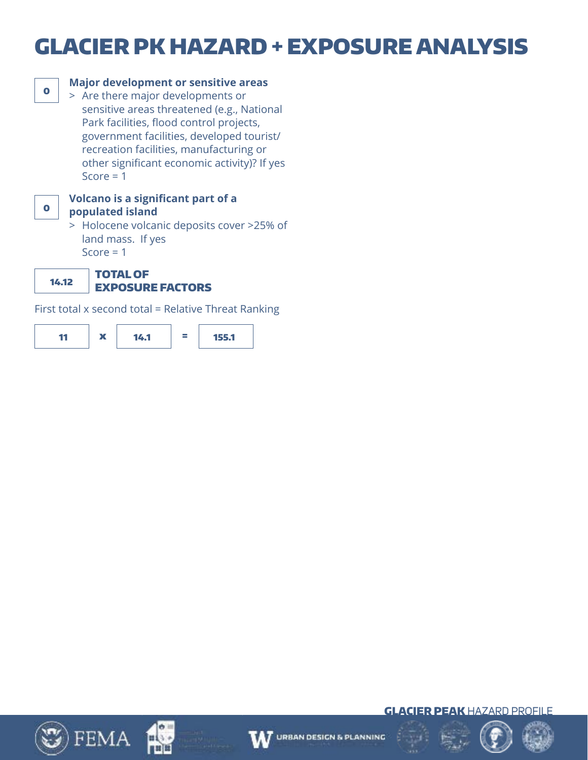# GLACIER PK HAZARD + EXPOSURE ANALYSIS

**0**

**Major development or sensitive areas**

> Are there major developments or sensitive areas threatened (e.g., National Park facilities, flood control projects, government facilities, developed tourist/recreation facilities, manufacturing or other significant economic activity)? If yes Score = 1

**0**

**Volcano is a significant part of a populated island**

> Holocene volcanic deposits cover >25% of land mass. If yes Score = 1

**14.12** **TOTAL OF EXPOSURE FACTORS**

First total x second total = Relative Threat Ranking

**11** x **14.1** = **155.1**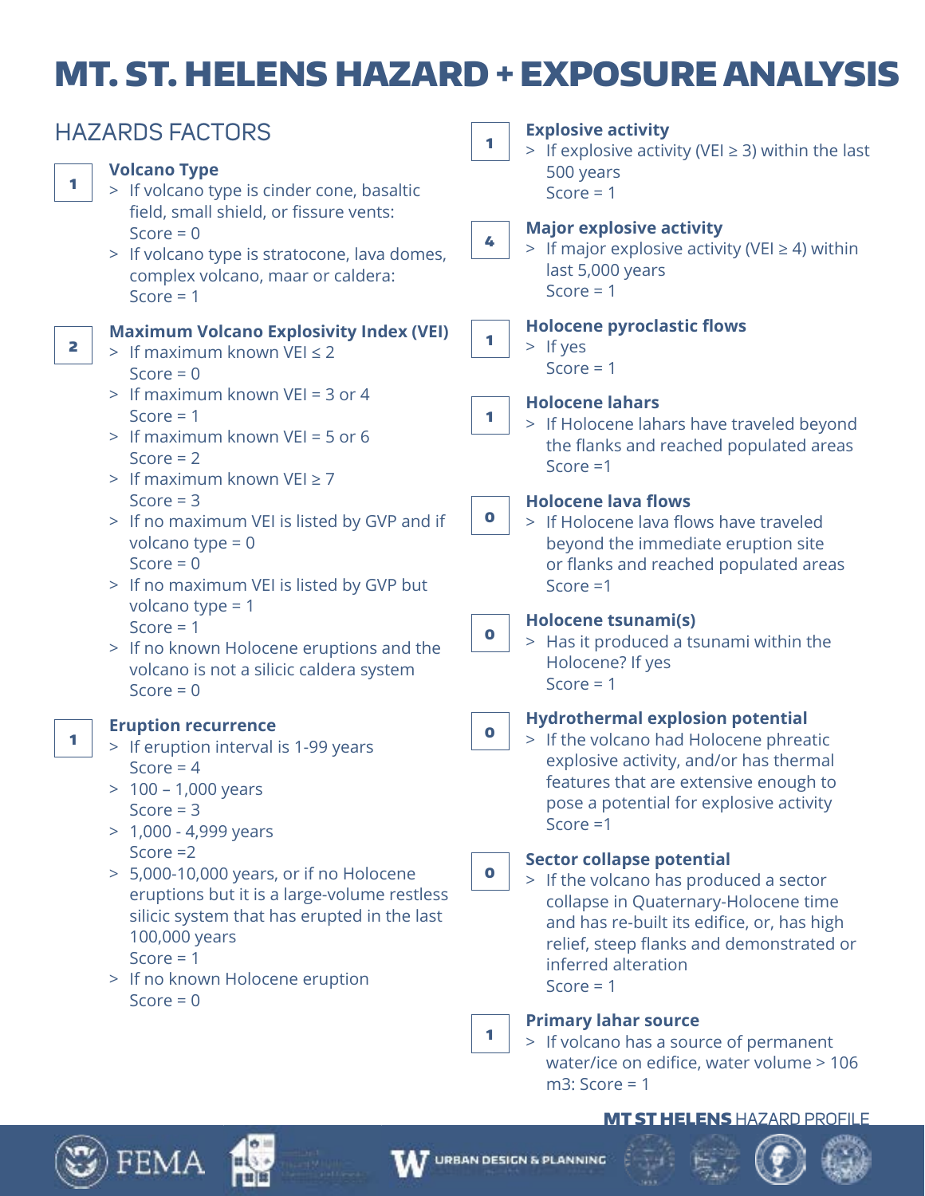# MT. ST. HELENS HAZARD + EXPOSURE ANALYSIS

## HAZARDS FACTORS

**1**

### Volcano Type

- If volcano type is cinder cone, basaltic field, small shield, or fissure vents:
  Score = 0
- If volcano type is stratocone, lava domes, complex volcano, maar or caldera:
  Score = 1

**2**

### Maximum Volcano Explosivity Index (VEI)

- If maximum known VEI ≤ 2
  Score = 0
- If maximum known VEI = 3 or 4
  Score = 1
- If maximum known VEI = 5 or 6
  Score = 2
- If maximum known VEI ≥ 7
  Score = 3
- If no maximum VEI is listed by GVP and if volcano type = 0
  Score = 0
- If no maximum VEI is listed by GVP but volcano type = 1
  Score = 1
- If no known Holocene eruptions and the volcano is not a silicic caldera system
  Score = 0

**1**

### Eruption recurrence

- If eruption interval is 1-99 years
  Score = 4
- 100 – 1,000 years
  Score = 3
- 1,000 - 4,999 years
  Score =2
- 5,000-10,000 years, or if no Holocene eruptions but it is a large-volume restless silicic system that has erupted in the last 100,000 years
  Score = 1
- If no known Holocene eruption
  Score = 0

**1**

### Explosive activity

- If explosive activity (VEI ≥ 3) within the last 500 years
  Score = 1

**4**

### Major explosive activity

- If major explosive activity (VEI ≥ 4) within last 5,000 years
  Score = 1

**1**

### Holocene pyroclastic flows

- If yes
  Score = 1

**1**

### Holocene lahars

- If Holocene lahars have traveled beyond the flanks and reached populated areas
  Score =1

**0**

### Holocene lava flows

- If Holocene lava flows have traveled beyond the immediate eruption site or flanks and reached populated areas
  Score =1

**0**

### Holocene tsunami(s)

- Has it produced a tsunami within the Holocene? If yes
  Score = 1

**0**

### Hydrothermal explosion potential

- If the volcano had Holocene phreatic explosive activity, and/or has thermal features that are extensive enough to pose a potential for explosive activity
  Score =1

**0**

### Sector collapse potential

- If the volcano has produced a sector collapse in Quaternary-Holocene time and has re-built its edifice, or, has high relief, steep flanks and demonstrated or inferred alteration
  Score = 1

**1**

### Primary lahar source

- If volcano has a source of permanent water/ice on edifice, water volume > 106 m3: Score = 1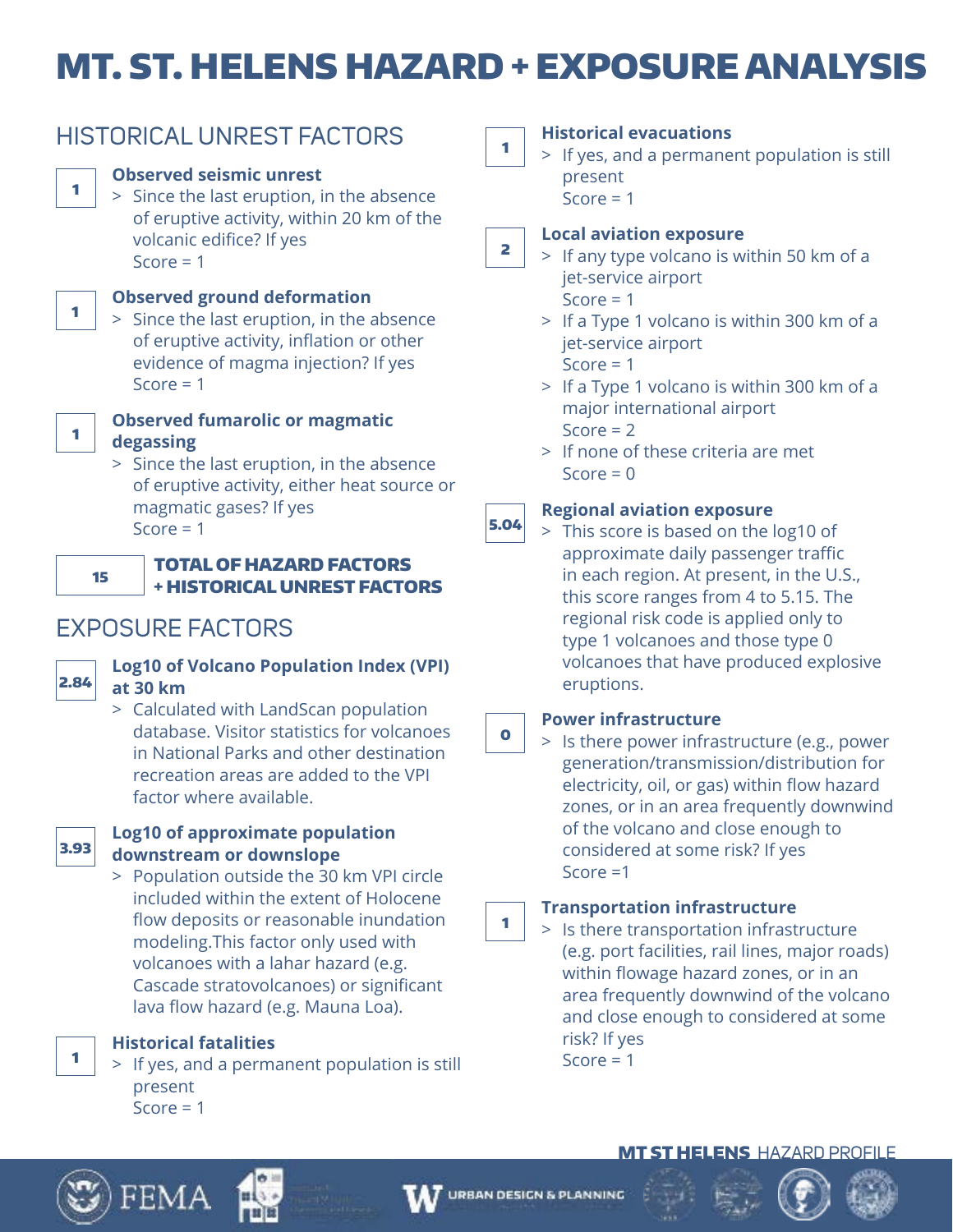# MT. ST. HELENS HAZARD + EXPOSURE ANALYSIS

## HISTORICAL UNREST FACTORS

**1** — **Observed seismic unrest**

> Since the last eruption, in the absence of eruptive activity, within 20 km of the volcanic edifice? If yes Score = 1

**1** — **Observed ground deformation**

> Since the last eruption, in the absence of eruptive activity, inflation or other evidence of magma injection? If yes Score = 1

**1** — **Observed fumarolic or magmatic degassing**

> Since the last eruption, in the absence of eruptive activity, either heat source or magmatic gases? If yes Score = 1

**15** — **TOTAL OF HAZARD FACTORS + HISTORICAL UNREST FACTORS**

## EXPOSURE FACTORS

**2.84** — **Log10 of Volcano Population Index (VPI) at 30 km**

> Calculated with LandScan population database. Visitor statistics for volcanoes in National Parks and other destination recreation areas are added to the VPI factor where available.

**3.93** — **Log10 of approximate population downstream or downslope**

> Population outside the 30 km VPI circle included within the extent of Holocene flow deposits or reasonable inundation modeling.This factor only used with volcanoes with a lahar hazard (e.g. Cascade stratovolcanoes) or significant lava flow hazard (e.g. Mauna Loa).

**1** — **Historical fatalities**

> If yes, and a permanent population is still present Score = 1

**1** — **Historical evacuations**

> If yes, and a permanent population is still present Score = 1

**2** — **Local aviation exposure**

> If any type volcano is within 50 km of a jet-service airport Score = 1
>
> If a Type 1 volcano is within 300 km of a jet-service airport Score = 1
>
> If a Type 1 volcano is within 300 km of a major international airport Score = 2
>
> If none of these criteria are met Score = 0

**5.04** — **Regional aviation exposure**

> This score is based on the log10 of approximate daily passenger traffic in each region. At present, in the U.S., this score ranges from 4 to 5.15. The regional risk code is applied only to type 1 volcanoes and those type 0 volcanoes that have produced explosive eruptions.

**0** — **Power infrastructure**

> Is there power infrastructure (e.g., power generation/transmission/distribution for electricity, oil, or gas) within flow hazard zones, or in an area frequently downwind of the volcano and close enough to considered at some risk? If yes Score =1

**1** — **Transportation infrastructure**

> Is there transportation infrastructure (e.g. port facilities, rail lines, major roads) within flowage hazard zones, or in an area frequently downwind of the volcano and close enough to considered at some risk? If yes Score = 1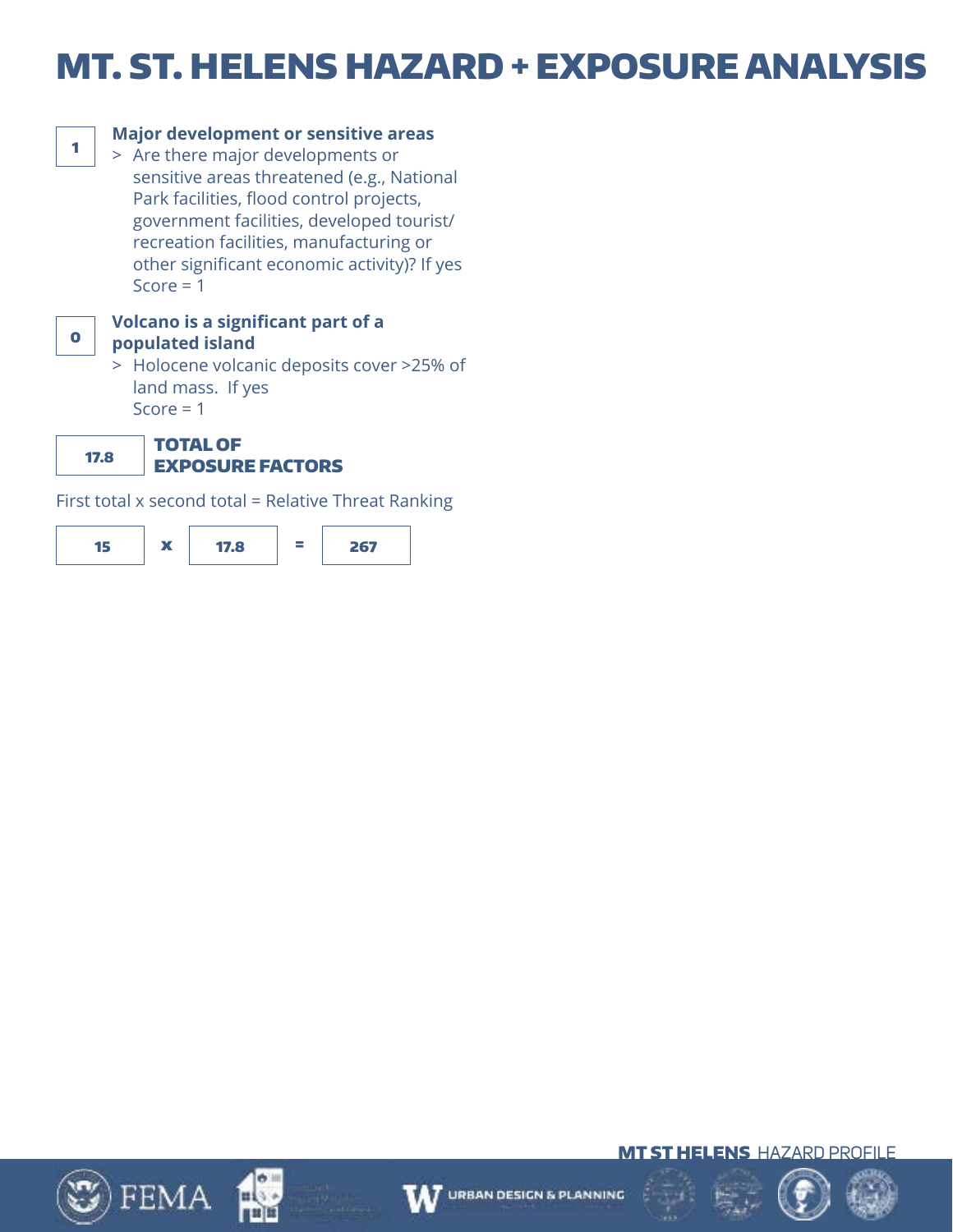# MT. ST. HELENS HAZARD + EXPOSURE ANALYSIS

**1** — **Major development or sensitive areas**

> Are there major developments or sensitive areas threatened (e.g., National Park facilities, flood control projects, government facilities, developed tourist/recreation facilities, manufacturing or other significant economic activity)? If yes Score = 1

**0** — **Volcano is a significant part of a populated island**

> Holocene volcanic deposits cover >25% of land mass. If yes Score = 1

**17.8** — **TOTAL OF EXPOSURE FACTORS**

First total x second total = Relative Threat Ranking

**15** x **17.8** = **267**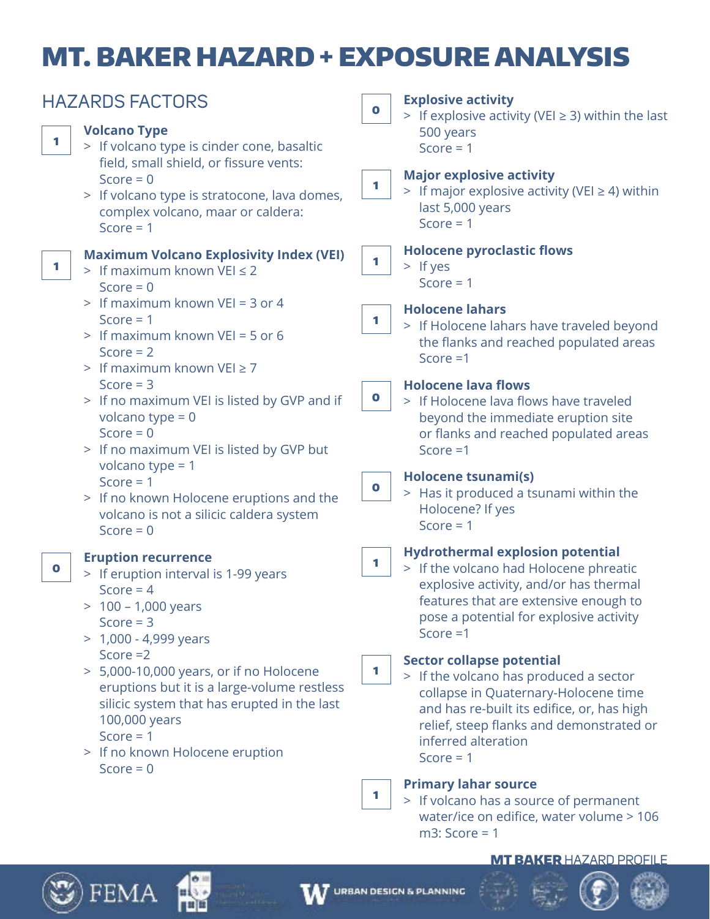# MT. BAKER HAZARD + EXPOSURE ANALYSIS

## HAZARDS FACTORS

**1** — **Volcano Type**
- If volcano type is cinder cone, basaltic field, small shield, or fissure vents: Score = 0
- If volcano type is stratocone, lava domes, complex volcano, maar or caldera: Score = 1

**1** — **Maximum Volcano Explosivity Index (VEI)**
- If maximum known VEI ≤ 2
  Score = 0
- If maximum known VEI = 3 or 4
  Score = 1
- If maximum known VEI = 5 or 6
  Score = 2
- If maximum known VEI ≥ 7
  Score = 3
- If no maximum VEI is listed by GVP and if volcano type = 0
  Score = 0
- If no maximum VEI is listed by GVP but volcano type = 1
  Score = 1
- If no known Holocene eruptions and the volcano is not a silicic caldera system
  Score = 0

**0** — **Eruption recurrence**
- If eruption interval is 1-99 years
  Score = 4
- 100 – 1,000 years
  Score = 3
- 1,000 - 4,999 years
  Score =2
- 5,000-10,000 years, or if no Holocene eruptions but it is a large-volume restless silicic system that has erupted in the last 100,000 years
  Score = 1
- If no known Holocene eruption
  Score = 0

**0** — **Explosive activity**
- If explosive activity (VEI ≥ 3) within the last 500 years
  Score = 1

**1** — **Major explosive activity**
- If major explosive activity (VEI ≥ 4) within last 5,000 years
  Score = 1

**1** — **Holocene pyroclastic flows**
- If yes
  Score = 1

**1** — **Holocene lahars**
- If Holocene lahars have traveled beyond the flanks and reached populated areas
  Score =1

**0** — **Holocene lava flows**
- If Holocene lava flows have traveled beyond the immediate eruption site or flanks and reached populated areas
  Score =1

**0** — **Holocene tsunami(s)**
- Has it produced a tsunami within the Holocene? If yes
  Score = 1

**1** — **Hydrothermal explosion potential**
- If the volcano had Holocene phreatic explosive activity, and/or has thermal features that are extensive enough to pose a potential for explosive activity
  Score =1

**1** — **Sector collapse potential**
- If the volcano has produced a sector collapse in Quaternary-Holocene time and has re-built its edifice, or, has high relief, steep flanks and demonstrated or inferred alteration
  Score = 1

**1** — **Primary lahar source**
- If volcano has a source of permanent water/ice on edifice, water volume > 106 m3: Score = 1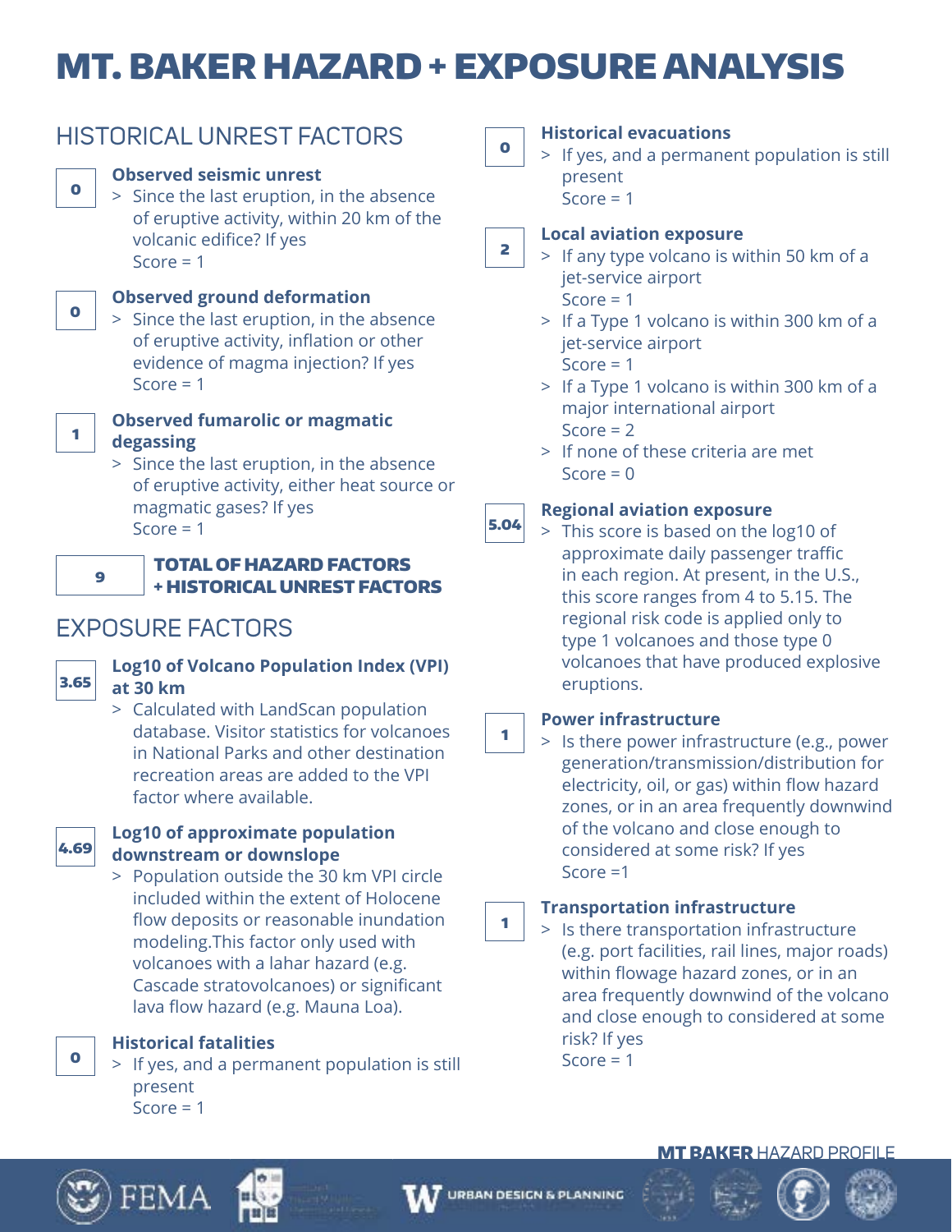# MT. BAKER HAZARD + EXPOSURE ANALYSIS

## HISTORICAL UNREST FACTORS

**0** — **Observed seismic unrest**
- > Since the last eruption, in the absence of eruptive activity, within 20 km of the volcanic edifice? If yes
  Score = 1

**0** — **Observed ground deformation**
- > Since the last eruption, in the absence of eruptive activity, inflation or other evidence of magma injection? If yes
  Score = 1

**1** — **Observed fumarolic or magmatic degassing**
- > Since the last eruption, in the absence of eruptive activity, either heat source or magmatic gases? If yes
  Score = 1

**9** — **TOTAL OF HAZARD FACTORS + HISTORICAL UNREST FACTORS**

## EXPOSURE FACTORS

**3.65** — **Log10 of Volcano Population Index (VPI) at 30 km**
- > Calculated with LandScan population database. Visitor statistics for volcanoes in National Parks and other destination recreation areas are added to the VPI factor where available.

**4.69** — **Log10 of approximate population downstream or downslope**
- > Population outside the 30 km VPI circle included within the extent of Holocene flow deposits or reasonable inundation modeling.This factor only used with volcanoes with a lahar hazard (e.g. Cascade stratovolcanoes) or significant lava flow hazard (e.g. Mauna Loa).

**0** — **Historical fatalities**
- > If yes, and a permanent population is still present
  Score = 1

**0** — **Historical evacuations**
- > If yes, and a permanent population is still present
  Score = 1

**2** — **Local aviation exposure**
- > If any type volcano is within 50 km of a jet-service airport
  Score = 1
- > If a Type 1 volcano is within 300 km of a jet-service airport
  Score = 1
- > If a Type 1 volcano is within 300 km of a major international airport
  Score = 2
- > If none of these criteria are met
  Score = 0

**5.04** — **Regional aviation exposure**
- > This score is based on the log10 of approximate daily passenger traffic in each region. At present, in the U.S., this score ranges from 4 to 5.15. The regional risk code is applied only to type 1 volcanoes and those type 0 volcanoes that have produced explosive eruptions.

**1** — **Power infrastructure**
- > Is there power infrastructure (e.g., power generation/transmission/distribution for electricity, oil, or gas) within flow hazard zones, or in an area frequently downwind of the volcano and close enough to considered at some risk? If yes
  Score =1

**1** — **Transportation infrastructure**
- > Is there transportation infrastructure (e.g. port facilities, rail lines, major roads) within flowage hazard zones, or in an area frequently downwind of the volcano and close enough to considered at some risk? If yes
  Score = 1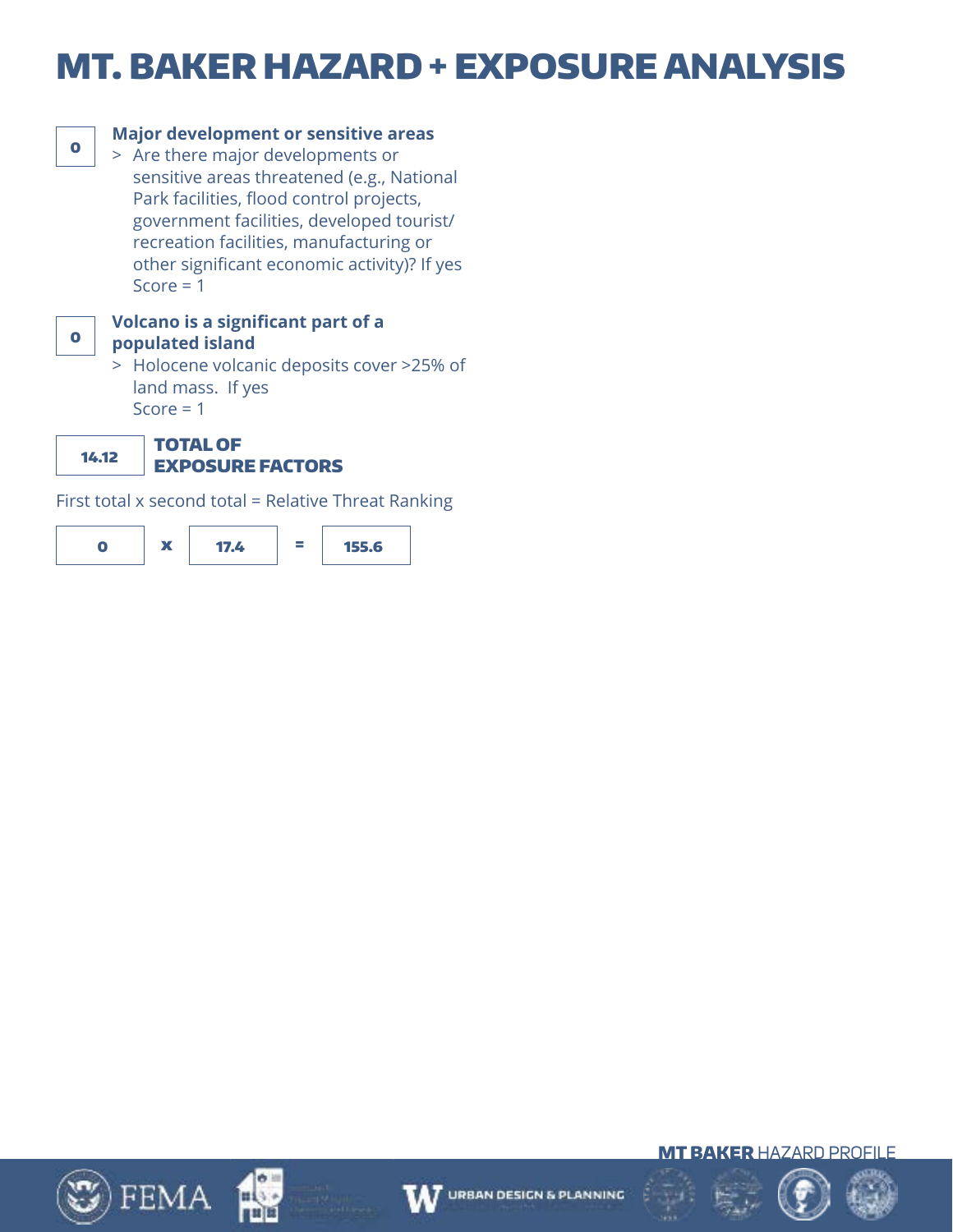# MT. BAKER HAZARD + EXPOSURE ANALYSIS

**0**

**Major development or sensitive areas**

> Are there major developments or sensitive areas threatened (e.g., National Park facilities, flood control projects, government facilities, developed tourist/ recreation facilities, manufacturing or other significant economic activity)? If yes Score = 1

**0**

**Volcano is a significant part of a populated island**

> Holocene volcanic deposits cover >25% of land mass. If yes Score = 1

**14.12** **TOTAL OF EXPOSURE FACTORS**

First total x second total = Relative Threat Ranking

**0** x **17.4** = **155.6**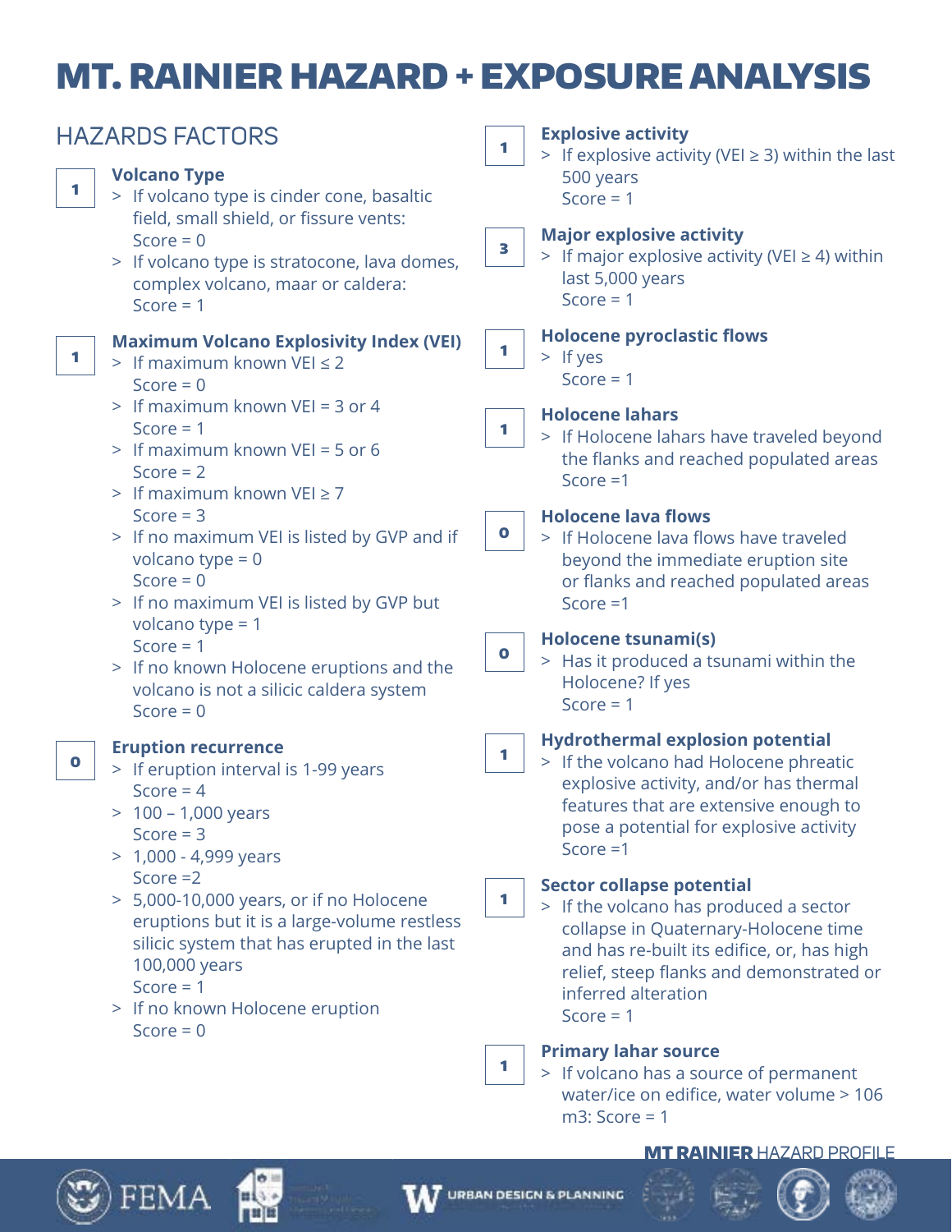# MT. RAINIER HAZARD + EXPOSURE ANALYSIS

## HAZARDS FACTORS

**1** **Volcano Type**
- > If volcano type is cinder cone, basaltic field, small shield, or fissure vents:
  Score = 0
- > If volcano type is stratocone, lava domes, complex volcano, maar or caldera:
  Score = 1

**1** **Maximum Volcano Explosivity Index (VEI)**
- > If maximum known VEI ≤ 2
  Score = 0
- > If maximum known VEI = 3 or 4
  Score = 1
- > If maximum known VEI = 5 or 6
  Score = 2
- > If maximum known VEI ≥ 7
  Score = 3
- > If no maximum VEI is listed by GVP and if volcano type = 0
  Score = 0
- > If no maximum VEI is listed by GVP but volcano type = 1
  Score = 1
- > If no known Holocene eruptions and the volcano is not a silicic caldera system
  Score = 0

**0** **Eruption recurrence**
- > If eruption interval is 1-99 years
  Score = 4
- > 100 – 1,000 years
  Score = 3
- > 1,000 - 4,999 years
  Score =2
- > 5,000-10,000 years, or if no Holocene eruptions but it is a large-volume restless silicic system that has erupted in the last 100,000 years
  Score = 1
- > If no known Holocene eruption
  Score = 0

**1** **Explosive activity**
- > If explosive activity (VEI ≥ 3) within the last 500 years
  Score = 1

**3** **Major explosive activity**
- > If major explosive activity (VEI ≥ 4) within last 5,000 years
  Score = 1

**1** **Holocene pyroclastic flows**
- > If yes
  Score = 1

**1** **Holocene lahars**
- > If Holocene lahars have traveled beyond the flanks and reached populated areas
  Score =1

**0** **Holocene lava flows**
- > If Holocene lava flows have traveled beyond the immediate eruption site or flanks and reached populated areas
  Score =1

**0** **Holocene tsunami(s)**
- > Has it produced a tsunami within the Holocene? If yes
  Score = 1

**1** **Hydrothermal explosion potential**
- > If the volcano had Holocene phreatic explosive activity, and/or has thermal features that are extensive enough to pose a potential for explosive activity
  Score =1

**1** **Sector collapse potential**
- > If the volcano has produced a sector collapse in Quaternary-Holocene time and has re-built its edifice, or, has high relief, steep flanks and demonstrated or inferred alteration
  Score = 1

**1** **Primary lahar source**
- > If volcano has a source of permanent water/ice on edifice, water volume > 106 m3: Score = 1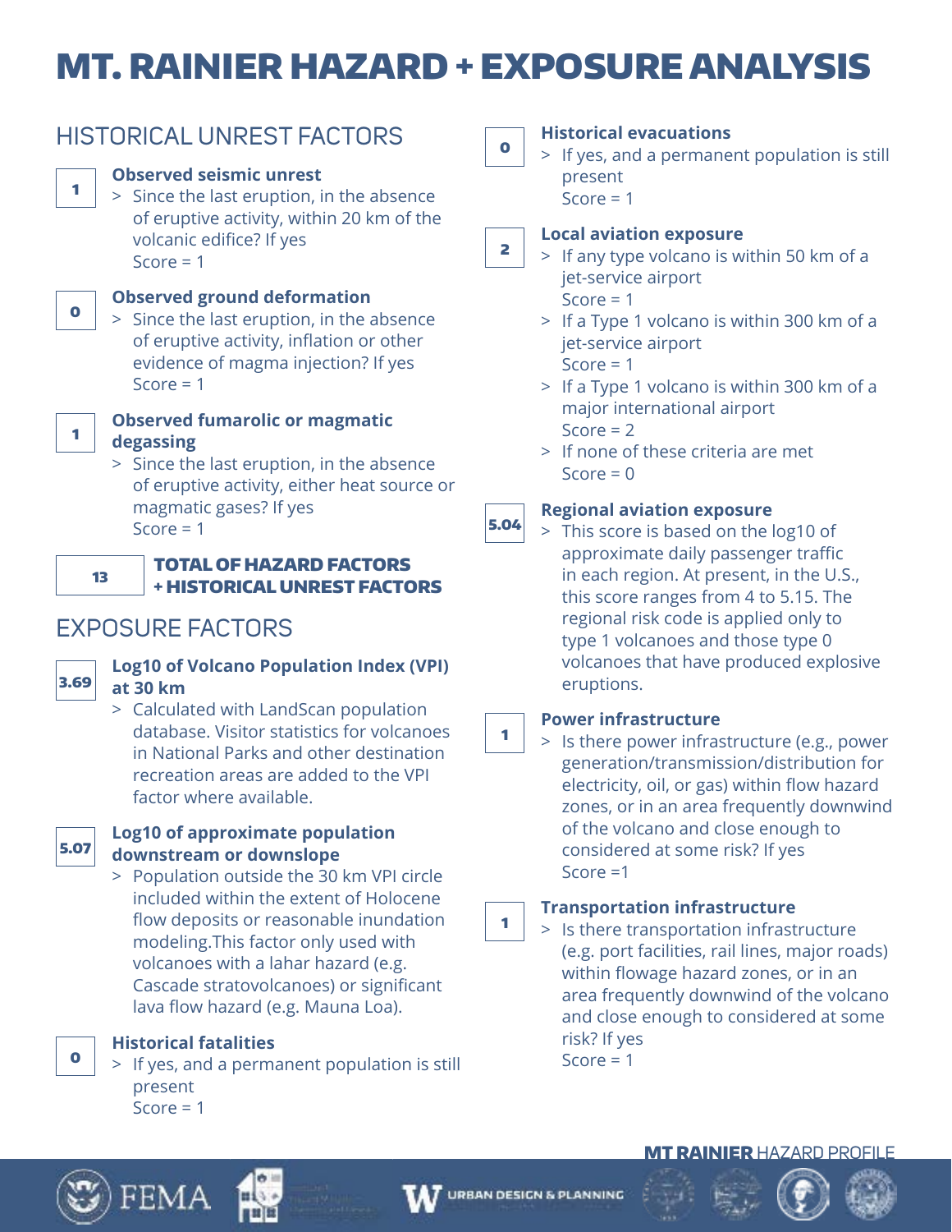# MT. RAINIER HAZARD + EXPOSURE ANALYSIS

## HISTORICAL UNREST FACTORS

**1** — **Observed seismic unrest**
- > Since the last eruption, in the absence of eruptive activity, within 20 km of the volcanic edifice? If yes Score = 1

**0** — **Observed ground deformation**
- > Since the last eruption, in the absence of eruptive activity, inflation or other evidence of magma injection? If yes Score = 1

**1** — **Observed fumarolic or magmatic degassing**
- > Since the last eruption, in the absence of eruptive activity, either heat source or magmatic gases? If yes Score = 1

**13** — **TOTAL OF HAZARD FACTORS + HISTORICAL UNREST FACTORS**

## EXPOSURE FACTORS

**3.69** — **Log10 of Volcano Population Index (VPI) at 30 km**
- > Calculated with LandScan population database. Visitor statistics for volcanoes in National Parks and other destination recreation areas are added to the VPI factor where available.

**5.07** — **Log10 of approximate population downstream or downslope**
- > Population outside the 30 km VPI circle included within the extent of Holocene flow deposits or reasonable inundation modeling.This factor only used with volcanoes with a lahar hazard (e.g. Cascade stratovolcanoes) or significant lava flow hazard (e.g. Mauna Loa).

**0** — **Historical fatalities**
- > If yes, and a permanent population is still present Score = 1

**0** — **Historical evacuations**
- > If yes, and a permanent population is still present Score = 1

**2** — **Local aviation exposure**
- > If any type volcano is within 50 km of a jet-service airport Score = 1
- > If a Type 1 volcano is within 300 km of a jet-service airport Score = 1
- > If a Type 1 volcano is within 300 km of a major international airport Score = 2
- > If none of these criteria are met Score = 0

**5.04** — **Regional aviation exposure**
- > This score is based on the log10 of approximate daily passenger traffic in each region. At present, in the U.S., this score ranges from 4 to 5.15. The regional risk code is applied only to type 1 volcanoes and those type 0 volcanoes that have produced explosive eruptions.

**1** — **Power infrastructure**
- > Is there power infrastructure (e.g., power generation/transmission/distribution for electricity, oil, or gas) within flow hazard zones, or in an area frequently downwind of the volcano and close enough to considered at some risk? If yes Score =1

**1** — **Transportation infrastructure**
- > Is there transportation infrastructure (e.g. port facilities, rail lines, major roads) within flowage hazard zones, or in an area frequently downwind of the volcano and close enough to considered at some risk? If yes Score = 1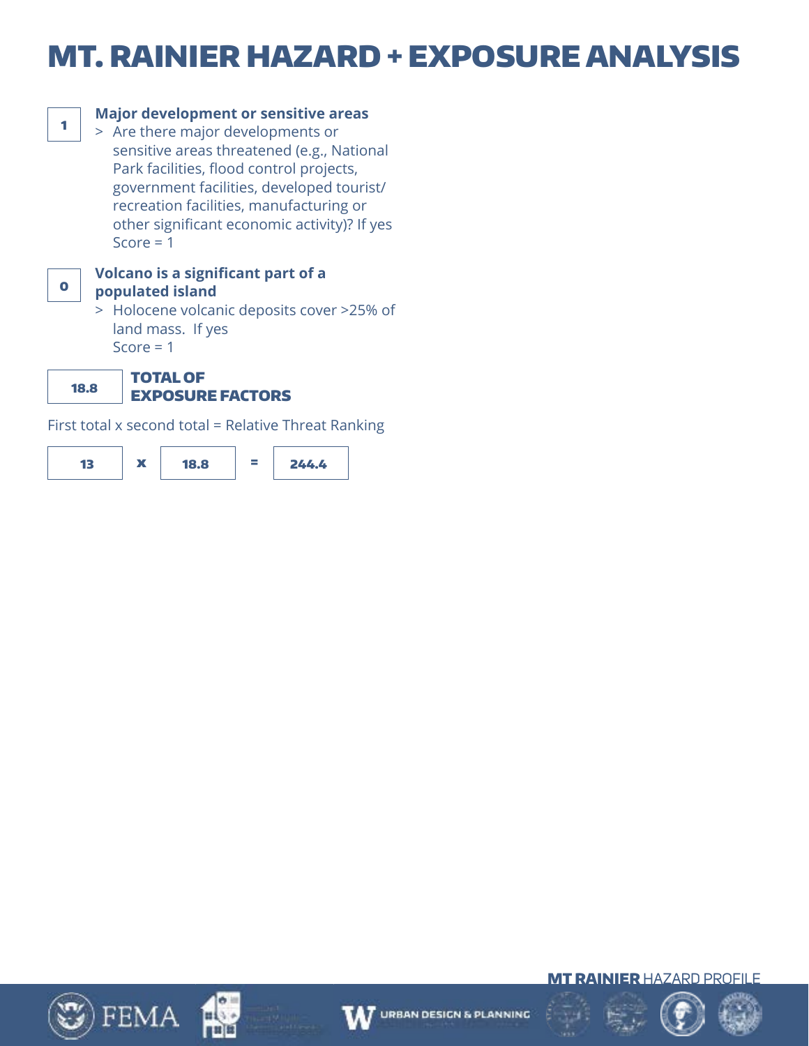# MT. RAINIER HAZARD + EXPOSURE ANALYSIS

**1**

**Major development or sensitive areas**

> Are there major developments or sensitive areas threatened (e.g., National Park facilities, flood control projects, government facilities, developed tourist/ recreation facilities, manufacturing or other significant economic activity)? If yes Score = 1

**0**

**Volcano is a significant part of a populated island**

> Holocene volcanic deposits cover >25% of land mass. If yes Score = 1

**18.8**

**TOTAL OF EXPOSURE FACTORS**

First total x second total = Relative Threat Ranking

**13** x **18.8** = **244.4**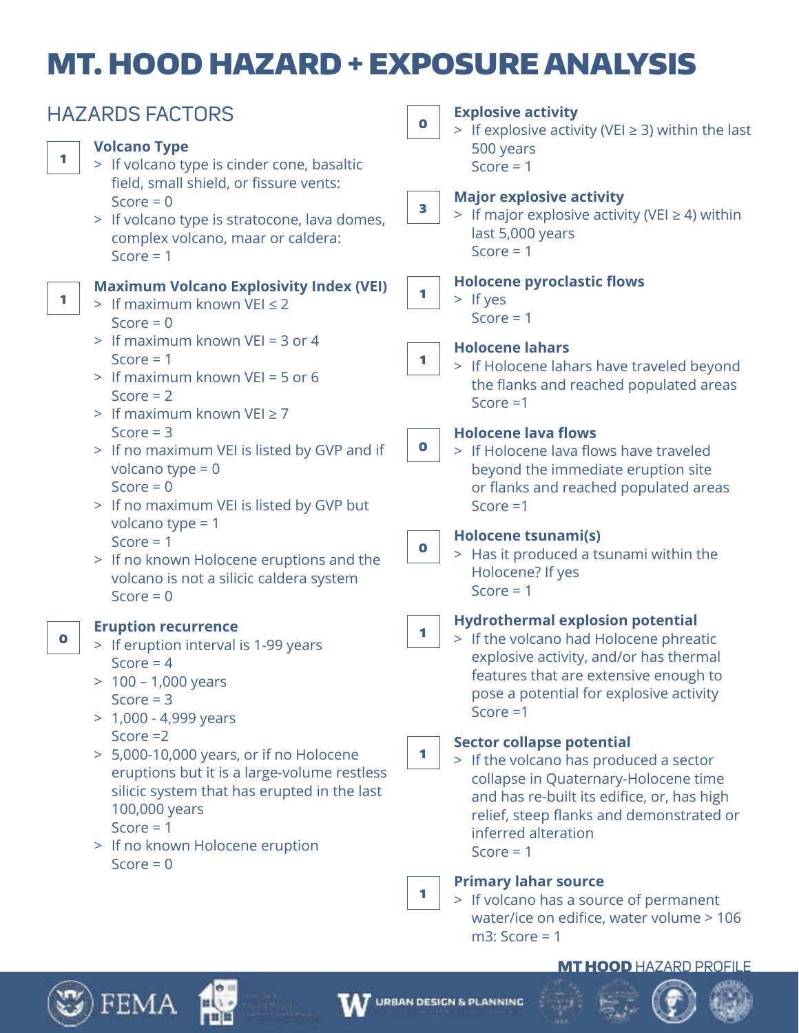# MT. HOOD HAZARD + EXPOSURE ANALYSIS

## HAZARDS FACTORS

**1**

### Volcano Type

- If volcano type is cinder cone, basaltic field, small shield, or fissure vents: Score = 0
- If volcano type is stratocone, lava domes, complex volcano, maar or caldera: Score = 1

**1**

### Maximum Volcano Explosivity Index (VEI)

- If maximum known VEI ≤ 2 Score = 0
- If maximum known VEI = 3 or 4 Score = 1
- If maximum known VEI = 5 or 6 Score = 2
- If maximum known VEI ≥ 7 Score = 3
- If no maximum VEI is listed by GVP and if volcano type = 0 Score = 0
- If no maximum VEI is listed by GVP but volcano type = 1 Score = 1
- If no known Holocene eruptions and the volcano is not a silicic caldera system Score = 0

**0**

### Eruption recurrence

- If eruption interval is 1-99 years Score = 4
- 100 – 1,000 years Score = 3
- 1,000 - 4,999 years Score =2
- 5,000-10,000 years, or if no Holocene eruptions but it is a large-volume restless silicic system that has erupted in the last 100,000 years Score = 1
- If no known Holocene eruption Score = 0

**0**

### Explosive activity

- If explosive activity (VEI ≥ 3) within the last 500 years Score = 1

**3**

### Major explosive activity

- If major explosive activity (VEI ≥ 4) within last 5,000 years Score = 1

**1**

### Holocene pyroclastic flows

- If yes Score = 1

**1**

### Holocene lahars

- If Holocene lahars have traveled beyond the flanks and reached populated areas Score =1

**0**

### Holocene lava flows

- If Holocene lava flows have traveled beyond the immediate eruption site or flanks and reached populated areas Score =1

**0**

### Holocene tsunami(s)

- Has it produced a tsunami within the Holocene? If yes Score = 1

**1**

### Hydrothermal explosion potential

- If the volcano had Holocene phreatic explosive activity, and/or has thermal features that are extensive enough to pose a potential for explosive activity Score =1

**1**

### Sector collapse potential

- If the volcano has produced a sector collapse in Quaternary-Holocene time and has re-built its edifice, or, has high relief, steep flanks and demonstrated or inferred alteration Score = 1

**1**

### Primary lahar source

- If volcano has a source of permanent water/ice on edifice, water volume > 106 m3: Score = 1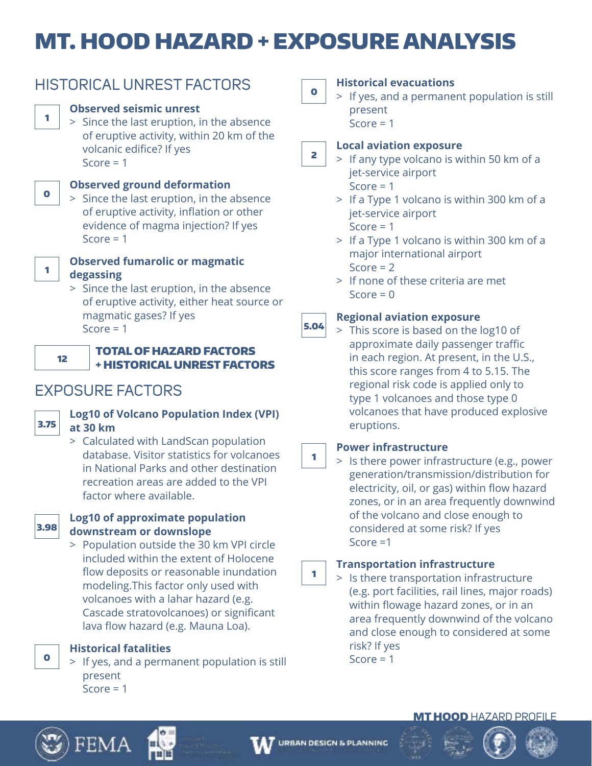# MT. HOOD HAZARD + EXPOSURE ANALYSIS

## HISTORICAL UNREST FACTORS

**1** — **Observed seismic unrest**

> Since the last eruption, in the absence of eruptive activity, within 20 km of the volcanic edifice? If yes
> Score = 1

**0** — **Observed ground deformation**

> Since the last eruption, in the absence of eruptive activity, inflation or other evidence of magma injection? If yes
> Score = 1

**1** — **Observed fumarolic or magmatic degassing**

> Since the last eruption, in the absence of eruptive activity, either heat source or magmatic gases? If yes
> Score = 1

**12** — **TOTAL OF HAZARD FACTORS + HISTORICAL UNREST FACTORS**

## EXPOSURE FACTORS

**3.75** — **Log10 of Volcano Population Index (VPI) at 30 km**

> Calculated with LandScan population database. Visitor statistics for volcanoes in National Parks and other destination recreation areas are added to the VPI factor where available.

**3.98** — **Log10 of approximate population downstream or downslope**

> Population outside the 30 km VPI circle included within the extent of Holocene flow deposits or reasonable inundation modeling.This factor only used with volcanoes with a lahar hazard (e.g. Cascade stratovolcanoes) or significant lava flow hazard (e.g. Mauna Loa).

**0** — **Historical fatalities**

> If yes, and a permanent population is still present
> Score = 1

**0** — **Historical evacuations**

> If yes, and a permanent population is still present
> Score = 1

**2** — **Local aviation exposure**

> If any type volcano is within 50 km of a jet-service airport
> Score = 1
>
> If a Type 1 volcano is within 300 km of a jet-service airport
> Score = 1
>
> If a Type 1 volcano is within 300 km of a major international airport
> Score = 2
>
> If none of these criteria are met
> Score = 0

**5.04** — **Regional aviation exposure**

> This score is based on the log10 of approximate daily passenger traffic in each region. At present, in the U.S., this score ranges from 4 to 5.15. The regional risk code is applied only to type 1 volcanoes and those type 0 volcanoes that have produced explosive eruptions.

**1** — **Power infrastructure**

> Is there power infrastructure (e.g., power generation/transmission/distribution for electricity, oil, or gas) within flow hazard zones, or in an area frequently downwind of the volcano and close enough to considered at some risk? If yes
> Score =1

**1** — **Transportation infrastructure**

> Is there transportation infrastructure (e.g. port facilities, rail lines, major roads) within flowage hazard zones, or in an area frequently downwind of the volcano and close enough to considered at some risk? If yes
> Score = 1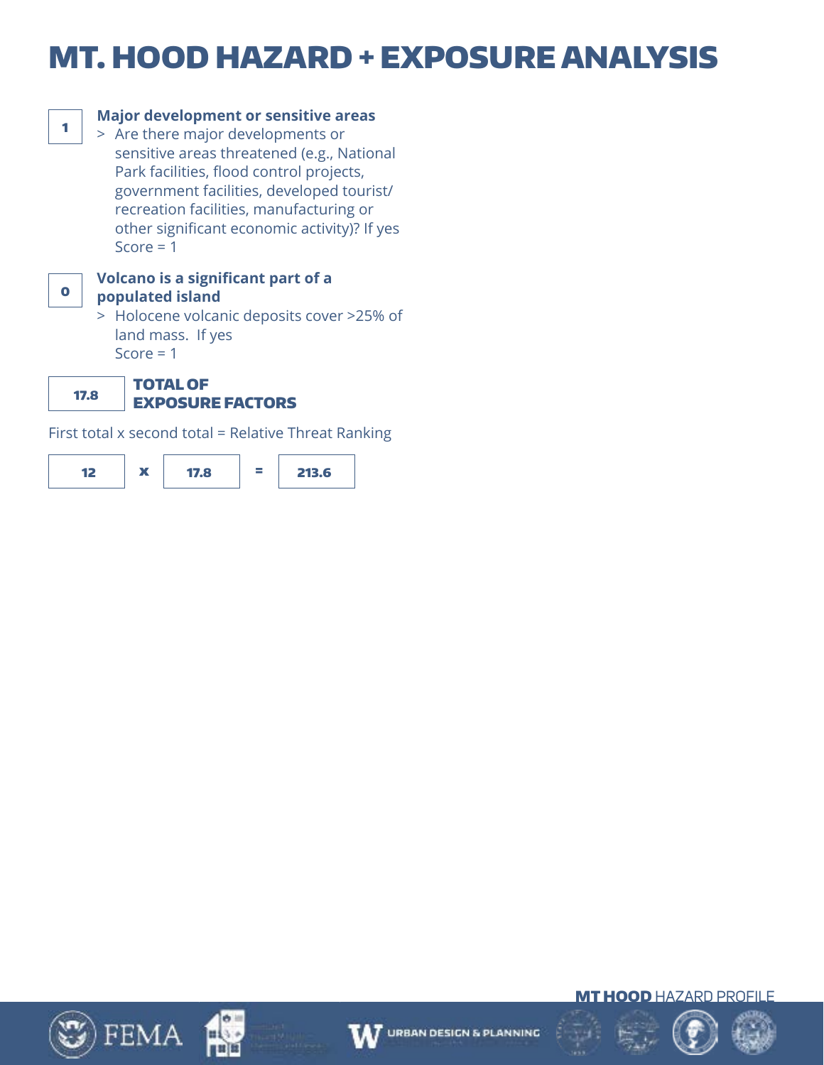# MT. HOOD HAZARD + EXPOSURE ANALYSIS

**1** — **Major development or sensitive areas**

> Are there major developments or sensitive areas threatened (e.g., National Park facilities, flood control projects, government facilities, developed tourist/ recreation facilities, manufacturing or other significant economic activity)? If yes Score = 1

**0** — **Volcano is a significant part of a populated island**

> Holocene volcanic deposits cover >25% of land mass. If yes Score = 1

**17.8** — **TOTAL OF EXPOSURE FACTORS**

First total x second total = Relative Threat Ranking

**12** x **17.8** = **213.6**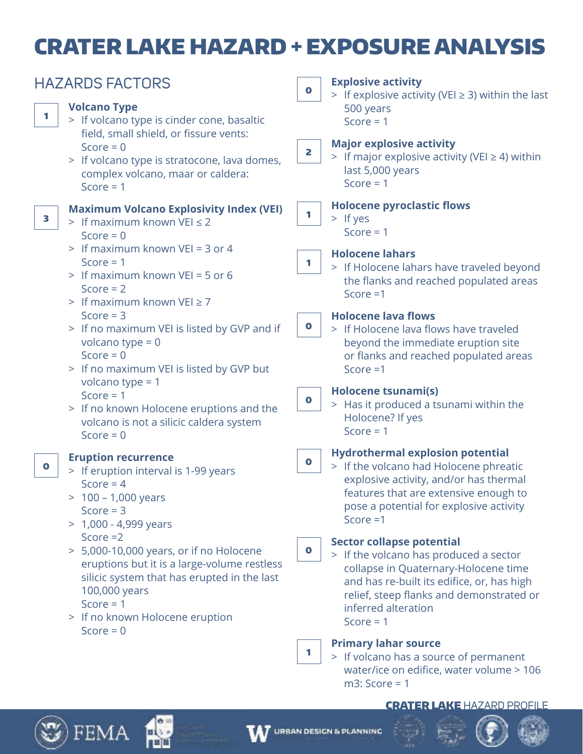# CRATER LAKE HAZARD + EXPOSURE ANALYSIS

## HAZARDS FACTORS

**1** — **Volcano Type**

- If volcano type is cinder cone, basaltic field, small shield, or fissure vents: Score = 0
- If volcano type is stratocone, lava domes, complex volcano, maar or caldera: Score = 1

**3** — **Maximum Volcano Explosivity Index (VEI)**

- If maximum known VEI ≤ 2 Score = 0
- If maximum known VEI = 3 or 4 Score = 1
- If maximum known VEI = 5 or 6 Score = 2
- If maximum known VEI ≥ 7 Score = 3
- If no maximum VEI is listed by GVP and if volcano type = 0 Score = 0
- If no maximum VEI is listed by GVP but volcano type = 1 Score = 1
- If no known Holocene eruptions and the volcano is not a silicic caldera system Score = 0

**0** — **Eruption recurrence**

- If eruption interval is 1-99 years Score = 4
- 100 – 1,000 years Score = 3
- 1,000 - 4,999 years Score =2
- 5,000-10,000 years, or if no Holocene eruptions but it is a large-volume restless silicic system that has erupted in the last 100,000 years Score = 1
- If no known Holocene eruption Score = 0

**0** — **Explosive activity**

- If explosive activity (VEI ≥ 3) within the last 500 years Score = 1

**2** — **Major explosive activity**

- If major explosive activity (VEI ≥ 4) within last 5,000 years Score = 1

**1** — **Holocene pyroclastic flows**

- If yes Score = 1

**1** — **Holocene lahars**

- If Holocene lahars have traveled beyond the flanks and reached populated areas Score =1

**0** — **Holocene lava flows**

- If Holocene lava flows have traveled beyond the immediate eruption site or flanks and reached populated areas Score =1

**0** — **Holocene tsunami(s)**

- Has it produced a tsunami within the Holocene? If yes Score = 1

**0** — **Hydrothermal explosion potential**

- If the volcano had Holocene phreatic explosive activity, and/or has thermal features that are extensive enough to pose a potential for explosive activity Score =1

**0** — **Sector collapse potential**

- If the volcano has produced a sector collapse in Quaternary-Holocene time and has re-built its edifice, or, has high relief, steep flanks and demonstrated or inferred alteration Score = 1

**1** — **Primary lahar source**

- If volcano has a source of permanent water/ice on edifice, water volume > 106 m3: Score = 1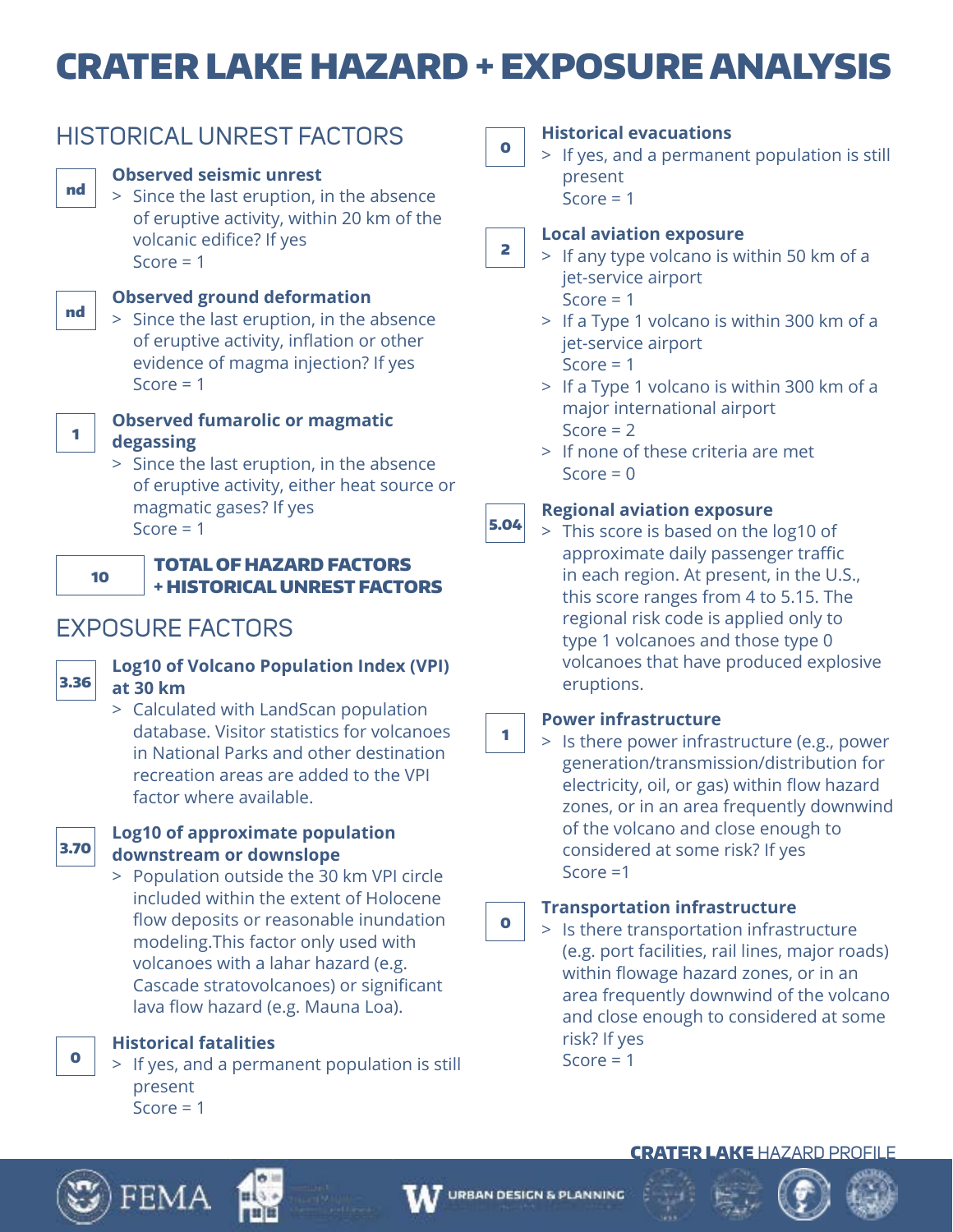# CRATER LAKE HAZARD + EXPOSURE ANALYSIS

## HISTORICAL UNREST FACTORS

**nd**

### Observed seismic unrest

> Since the last eruption, in the absence of eruptive activity, within 20 km of the volcanic edifice? If yes
> Score = 1

**nd**

### Observed ground deformation

> Since the last eruption, in the absence of eruptive activity, inflation or other evidence of magma injection? If yes
> Score = 1

**1**

### Observed fumarolic or magmatic degassing

> Since the last eruption, in the absence of eruptive activity, either heat source or magmatic gases? If yes
> Score = 1

**10**

### TOTAL OF HAZARD FACTORS + HISTORICAL UNREST FACTORS

## EXPOSURE FACTORS

**3.36**

### Log10 of Volcano Population Index (VPI) at 30 km

> Calculated with LandScan population database. Visitor statistics for volcanoes in National Parks and other destination recreation areas are added to the VPI factor where available.

**3.70**

### Log10 of approximate population downstream or downslope

> Population outside the 30 km VPI circle included within the extent of Holocene flow deposits or reasonable inundation modeling.This factor only used with volcanoes with a lahar hazard (e.g. Cascade stratovolcanoes) or significant lava flow hazard (e.g. Mauna Loa).

**0**

### Historical fatalities

> If yes, and a permanent population is still present
> Score = 1

**0**

### Historical evacuations

> If yes, and a permanent population is still present
> Score = 1

**2**

### Local aviation exposure

> If any type volcano is within 50 km of a jet-service airport
> Score = 1

> If a Type 1 volcano is within 300 km of a jet-service airport
> Score = 1

> If a Type 1 volcano is within 300 km of a major international airport
> Score = 2

> If none of these criteria are met
> Score = 0

**5.04**

### Regional aviation exposure

> This score is based on the log10 of approximate daily passenger traffic in each region. At present, in the U.S., this score ranges from 4 to 5.15. The regional risk code is applied only to type 1 volcanoes and those type 0 volcanoes that have produced explosive eruptions.

**1**

### Power infrastructure

> Is there power infrastructure (e.g., power generation/transmission/distribution for electricity, oil, or gas) within flow hazard zones, or in an area frequently downwind of the volcano and close enough to considered at some risk? If yes
> Score =1

**0**

### Transportation infrastructure

> Is there transportation infrastructure (e.g. port facilities, rail lines, major roads) within flowage hazard zones, or in an area frequently downwind of the volcano and close enough to considered at some risk? If yes
> Score = 1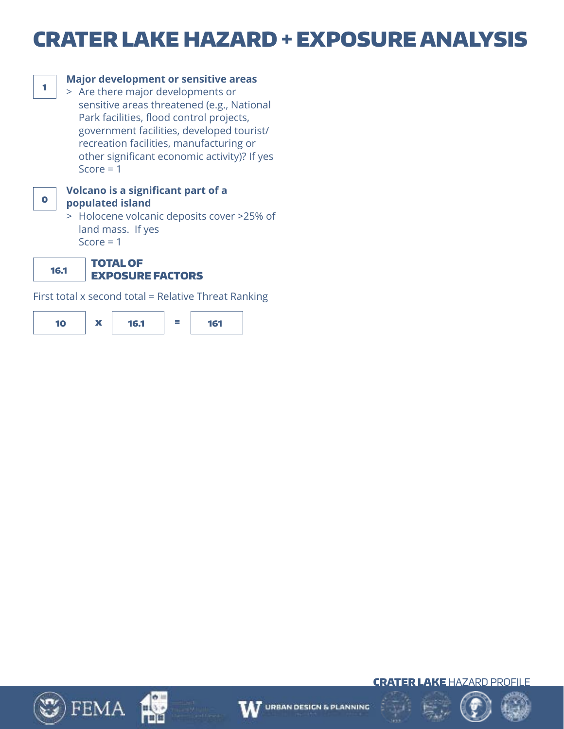# CRATER LAKE HAZARD + EXPOSURE ANALYSIS

**1** — **Major development or sensitive areas**

> Are there major developments or sensitive areas threatened (e.g., National Park facilities, flood control projects, government facilities, developed tourist/recreation facilities, manufacturing or other significant economic activity)? If yes Score = 1

**0** — **Volcano is a significant part of a populated island**

> Holocene volcanic deposits cover >25% of land mass. If yes Score = 1

**16.1** — **TOTAL OF EXPOSURE FACTORS**

First total x second total = Relative Threat Ranking

**10** x **16.1** = **161**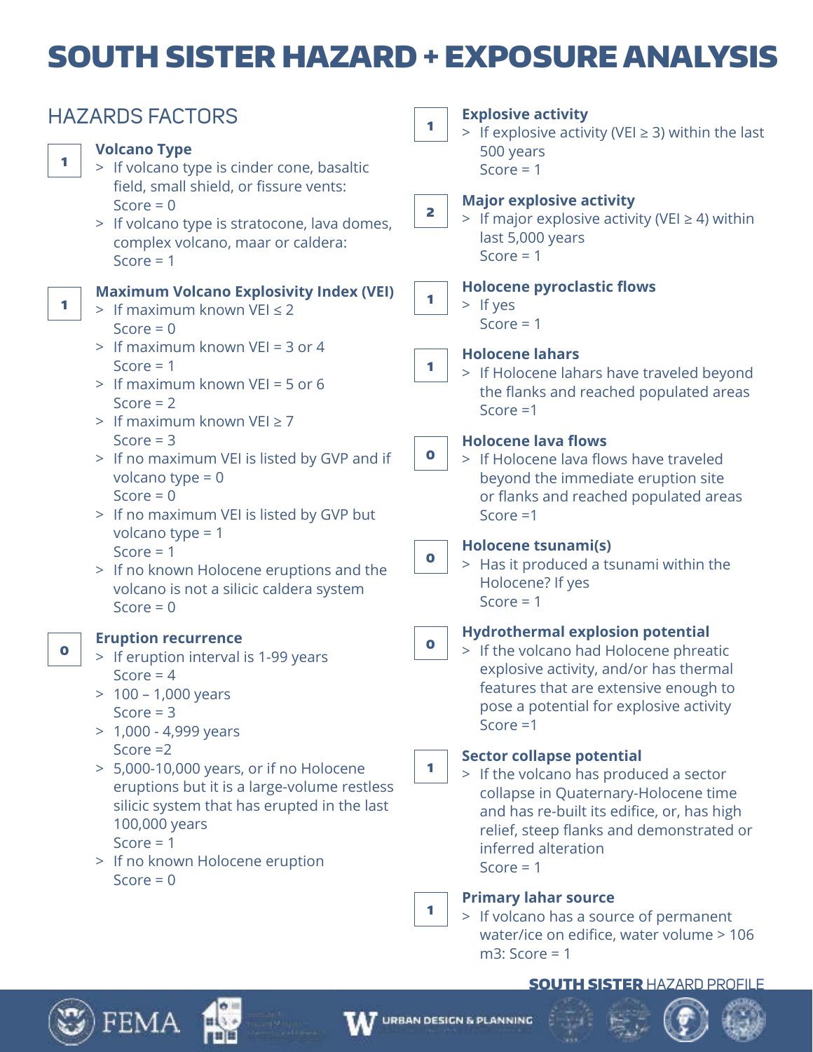# SOUTH SISTER HAZARD + EXPOSURE ANALYSIS

## HAZARDS FACTORS

**1**

**Volcano Type**
- If volcano type is cinder cone, basaltic field, small shield, or fissure vents: Score = 0
- If volcano type is stratocone, lava domes, complex volcano, maar or caldera: Score = 1

**1**

**Maximum Volcano Explosivity Index (VEI)**
- If maximum known VEI ≤ 2 Score = 0
- If maximum known VEI = 3 or 4 Score = 1
- If maximum known VEI = 5 or 6 Score = 2
- If maximum known VEI ≥ 7 Score = 3
- If no maximum VEI is listed by GVP and if volcano type = 0 Score = 0
- If no maximum VEI is listed by GVP but volcano type = 1 Score = 1
- If no known Holocene eruptions and the volcano is not a silicic caldera system Score = 0

**0**

**Eruption recurrence**
- If eruption interval is 1-99 years Score = 4
- 100 – 1,000 years Score = 3
- 1,000 - 4,999 years Score =2
- 5,000-10,000 years, or if no Holocene eruptions but it is a large-volume restless silicic system that has erupted in the last 100,000 years Score = 1
- If no known Holocene eruption Score = 0

**1**

**Explosive activity**
- If explosive activity (VEI ≥ 3) within the last 500 years Score = 1

**2**

**Major explosive activity**
- If major explosive activity (VEI ≥ 4) within last 5,000 years Score = 1

**1**

**Holocene pyroclastic flows**
- If yes Score = 1

**1**

**Holocene lahars**
- If Holocene lahars have traveled beyond the flanks and reached populated areas Score =1

**0**

**Holocene lava flows**
- If Holocene lava flows have traveled beyond the immediate eruption site or flanks and reached populated areas Score =1

**0**

**Holocene tsunami(s)**
- Has it produced a tsunami within the Holocene? If yes Score = 1

**0**

**Hydrothermal explosion potential**
- If the volcano had Holocene phreatic explosive activity, and/or has thermal features that are extensive enough to pose a potential for explosive activity Score =1

**1**

**Sector collapse potential**
- If the volcano has produced a sector collapse in Quaternary-Holocene time and has re-built its edifice, or, has high relief, steep flanks and demonstrated or inferred alteration Score = 1

**1**

**Primary lahar source**
- If volcano has a source of permanent water/ice on edifice, water volume > 106 m3: Score = 1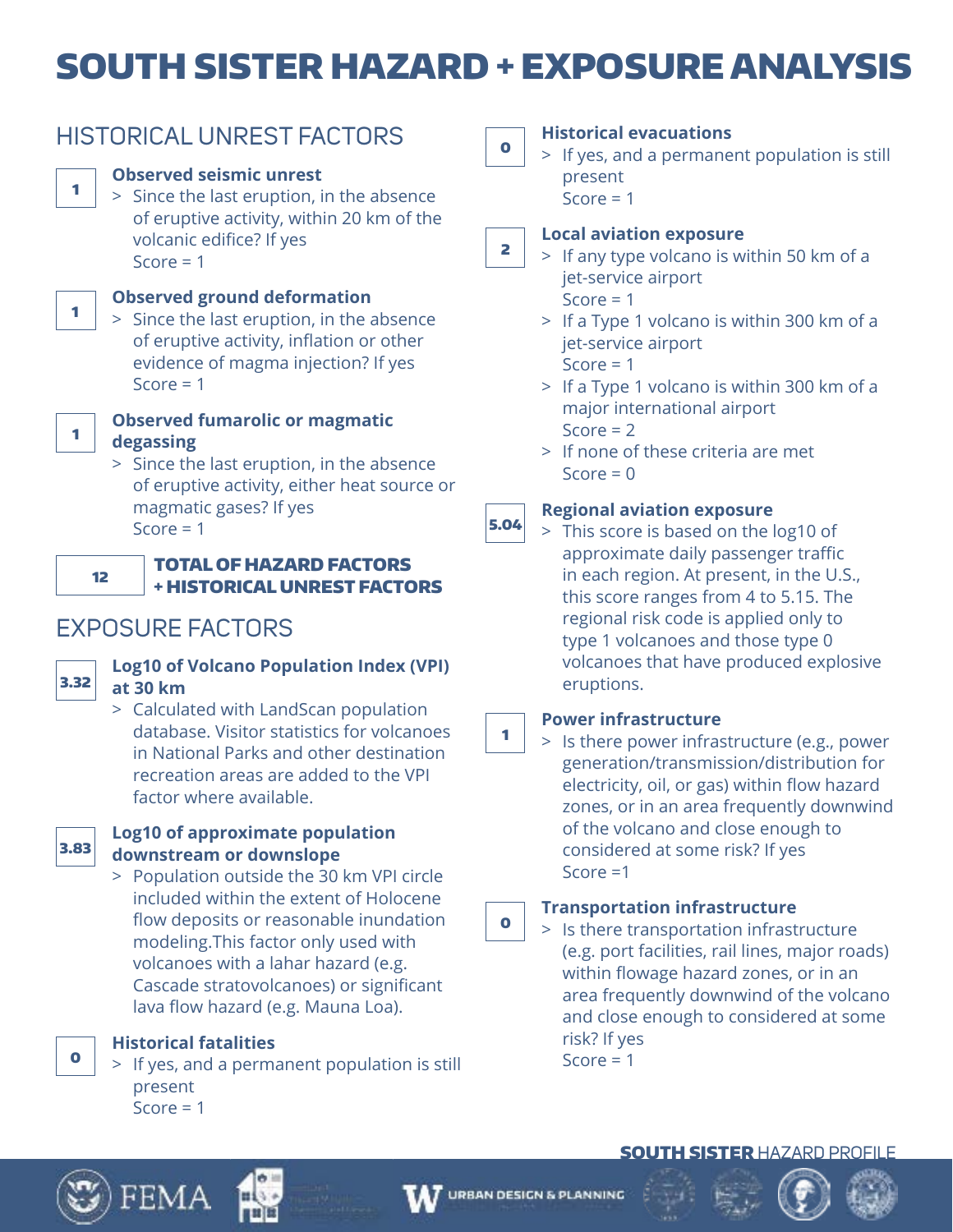# SOUTH SISTER HAZARD + EXPOSURE ANALYSIS

## HISTORICAL UNREST FACTORS

**1** — **Observed seismic unrest**

> Since the last eruption, in the absence of eruptive activity, within 20 km of the volcanic edifice? If yes
> Score = 1

**1** — **Observed ground deformation**

> Since the last eruption, in the absence of eruptive activity, inflation or other evidence of magma injection? If yes
> Score = 1

**1** — **Observed fumarolic or magmatic degassing**

> Since the last eruption, in the absence of eruptive activity, either heat source or magmatic gases? If yes
> Score = 1

**12** — **TOTAL OF HAZARD FACTORS + HISTORICAL UNREST FACTORS**

## EXPOSURE FACTORS

**3.32** — **Log10 of Volcano Population Index (VPI) at 30 km**

> Calculated with LandScan population database. Visitor statistics for volcanoes in National Parks and other destination recreation areas are added to the VPI factor where available.

**3.83** — **Log10 of approximate population downstream or downslope**

> Population outside the 30 km VPI circle included within the extent of Holocene flow deposits or reasonable inundation modeling.This factor only used with volcanoes with a lahar hazard (e.g. Cascade stratovolcanoes) or significant lava flow hazard (e.g. Mauna Loa).

**0** — **Historical fatalities**

> If yes, and a permanent population is still present
> Score = 1

**0** — **Historical evacuations**

> If yes, and a permanent population is still present
> Score = 1

**2** — **Local aviation exposure**

> If any type volcano is within 50 km of a jet-service airport
> Score = 1

> If a Type 1 volcano is within 300 km of a jet-service airport
> Score = 1

> If a Type 1 volcano is within 300 km of a major international airport
> Score = 2

> If none of these criteria are met
> Score = 0

**5.04** — **Regional aviation exposure**

> This score is based on the log10 of approximate daily passenger traffic in each region. At present, in the U.S., this score ranges from 4 to 5.15. The regional risk code is applied only to type 1 volcanoes and those type 0 volcanoes that have produced explosive eruptions.

**1** — **Power infrastructure**

> Is there power infrastructure (e.g., power generation/transmission/distribution for electricity, oil, or gas) within flow hazard zones, or in an area frequently downwind of the volcano and close enough to considered at some risk? If yes
> Score =1

**0** — **Transportation infrastructure**

> Is there transportation infrastructure (e.g. port facilities, rail lines, major roads) within flowage hazard zones, or in an area frequently downwind of the volcano and close enough to considered at some risk? If yes
> Score = 1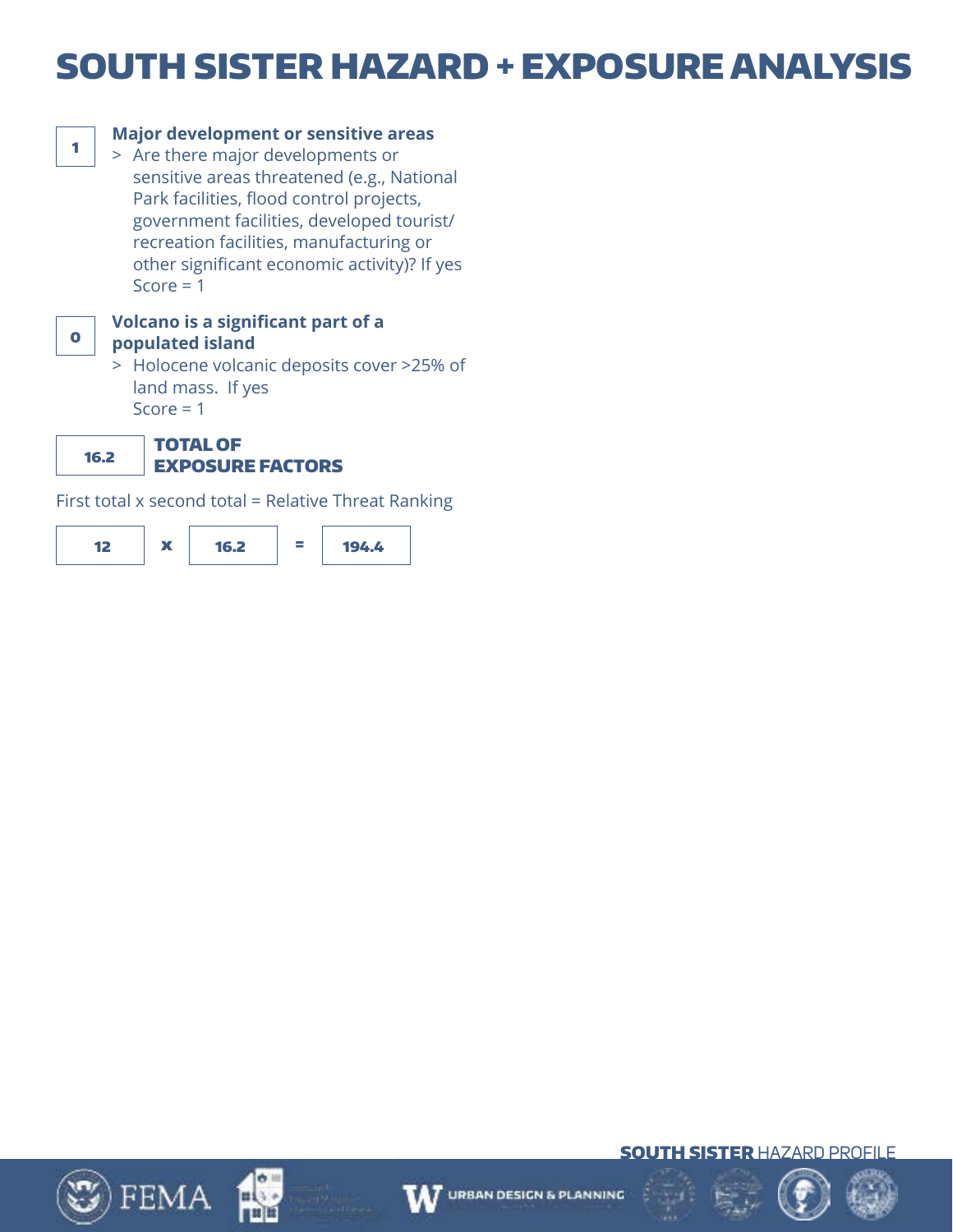# SOUTH SISTER HAZARD + EXPOSURE ANALYSIS

**1**

**Major development or sensitive areas**

> Are there major developments or sensitive areas threatened (e.g., National Park facilities, flood control projects, government facilities, developed tourist/ recreation facilities, manufacturing or other significant economic activity)? If yes Score = 1

**0**

**Volcano is a significant part of a populated island**

> Holocene volcanic deposits cover >25% of land mass. If yes Score = 1

**16.2** — **TOTAL OF EXPOSURE FACTORS**

First total x second total = Relative Threat Ranking

**12** x **16.2** = **194.4**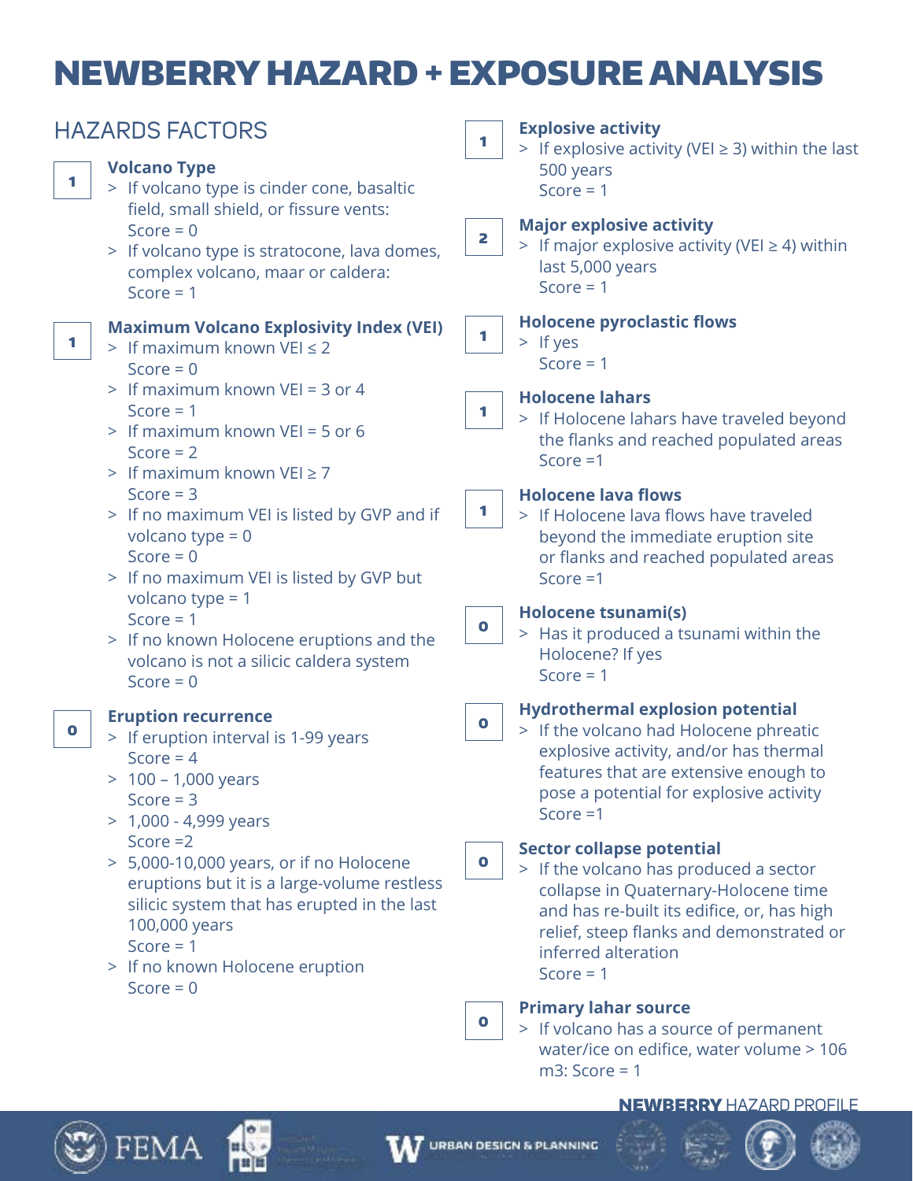# NEWBERRY HAZARD + EXPOSURE ANALYSIS

## HAZARDS FACTORS

**1**

### Volcano Type

- If volcano type is cinder cone, basaltic field, small shield, or fissure vents: Score = 0
- If volcano type is stratocone, lava domes, complex volcano, maar or caldera: Score = 1

**1**

### Maximum Volcano Explosivity Index (VEI)

- If maximum known VEI ≤ 2 Score = 0
- If maximum known VEI = 3 or 4 Score = 1
- If maximum known VEI = 5 or 6 Score = 2
- If maximum known VEI ≥ 7 Score = 3
- If no maximum VEI is listed by GVP and if volcano type = 0 Score = 0
- If no maximum VEI is listed by GVP but volcano type = 1 Score = 1
- If no known Holocene eruptions and the volcano is not a silicic caldera system Score = 0

**0**

### Eruption recurrence

- If eruption interval is 1-99 years Score = 4
- 100 – 1,000 years Score = 3
- 1,000 - 4,999 years Score =2
- 5,000-10,000 years, or if no Holocene eruptions but it is a large-volume restless silicic system that has erupted in the last 100,000 years Score = 1
- If no known Holocene eruption Score = 0

**1**

### Explosive activity

- If explosive activity (VEI ≥ 3) within the last 500 years Score = 1

**2**

### Major explosive activity

- If major explosive activity (VEI ≥ 4) within last 5,000 years Score = 1

**1**

### Holocene pyroclastic flows

- If yes Score = 1

**1**

### Holocene lahars

- If Holocene lahars have traveled beyond the flanks and reached populated areas Score =1

**1**

### Holocene lava flows

- If Holocene lava flows have traveled beyond the immediate eruption site or flanks and reached populated areas Score =1

**0**

### Holocene tsunami(s)

- Has it produced a tsunami within the Holocene? If yes Score = 1

**0**

### Hydrothermal explosion potential

- If the volcano had Holocene phreatic explosive activity, and/or has thermal features that are extensive enough to pose a potential for explosive activity Score =1

**0**

### Sector collapse potential

- If the volcano has produced a sector collapse in Quaternary-Holocene time and has re-built its edifice, or, has high relief, steep flanks and demonstrated or inferred alteration Score = 1

**0**

### Primary lahar source

- If volcano has a source of permanent water/ice on edifice, water volume > 106 m3: Score = 1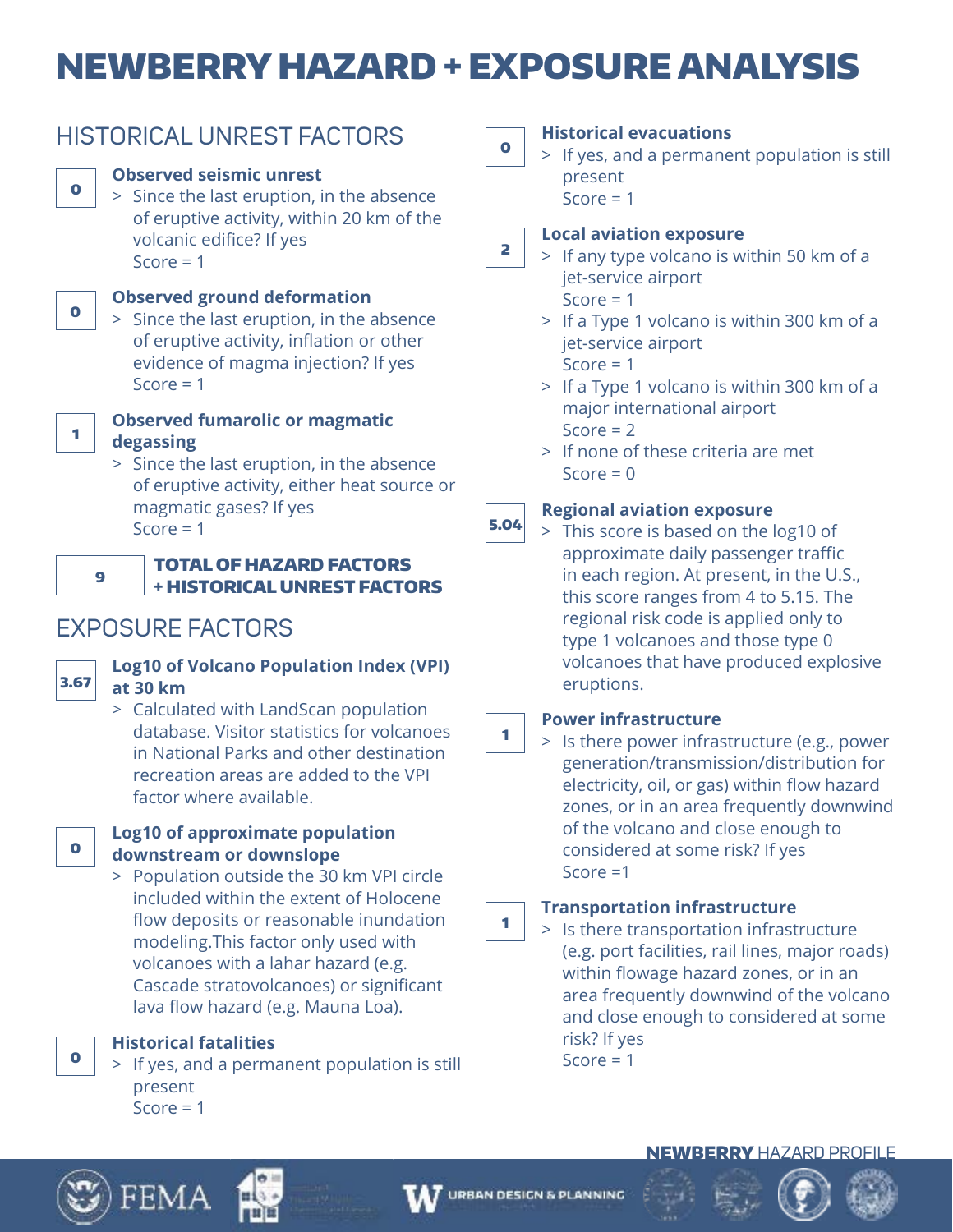# NEWBERRY HAZARD + EXPOSURE ANALYSIS

## HISTORICAL UNREST FACTORS

**0** — **Observed seismic unrest**

> Since the last eruption, in the absence of eruptive activity, within 20 km of the volcanic edifice? If yes
> Score = 1

**0** — **Observed ground deformation**

> Since the last eruption, in the absence of eruptive activity, inflation or other evidence of magma injection? If yes
> Score = 1

**1** — **Observed fumarolic or magmatic degassing**

> Since the last eruption, in the absence of eruptive activity, either heat source or magmatic gases? If yes
> Score = 1

**9** — **TOTAL OF HAZARD FACTORS + HISTORICAL UNREST FACTORS**

## EXPOSURE FACTORS

**3.67** — **Log10 of Volcano Population Index (VPI) at 30 km**

> Calculated with LandScan population database. Visitor statistics for volcanoes in National Parks and other destination recreation areas are added to the VPI factor where available.

**0** — **Log10 of approximate population downstream or downslope**

> Population outside the 30 km VPI circle included within the extent of Holocene flow deposits or reasonable inundation modeling.This factor only used with volcanoes with a lahar hazard (e.g. Cascade stratovolcanoes) or significant lava flow hazard (e.g. Mauna Loa).

**0** — **Historical fatalities**

> If yes, and a permanent population is still present
> Score = 1

**0** — **Historical evacuations**

> If yes, and a permanent population is still present
> Score = 1

**2** — **Local aviation exposure**

> If any type volcano is within 50 km of a jet-service airport
> Score = 1

> If a Type 1 volcano is within 300 km of a jet-service airport
> Score = 1

> If a Type 1 volcano is within 300 km of a major international airport
> Score = 2

> If none of these criteria are met
> Score = 0

**5.04** — **Regional aviation exposure**

> This score is based on the log10 of approximate daily passenger traffic in each region. At present, in the U.S., this score ranges from 4 to 5.15. The regional risk code is applied only to type 1 volcanoes and those type 0 volcanoes that have produced explosive eruptions.

**1** — **Power infrastructure**

> Is there power infrastructure (e.g., power generation/transmission/distribution for electricity, oil, or gas) within flow hazard zones, or in an area frequently downwind of the volcano and close enough to considered at some risk? If yes
> Score =1

**1** — **Transportation infrastructure**

> Is there transportation infrastructure (e.g. port facilities, rail lines, major roads) within flowage hazard zones, or in an area frequently downwind of the volcano and close enough to considered at some risk? If yes
> Score = 1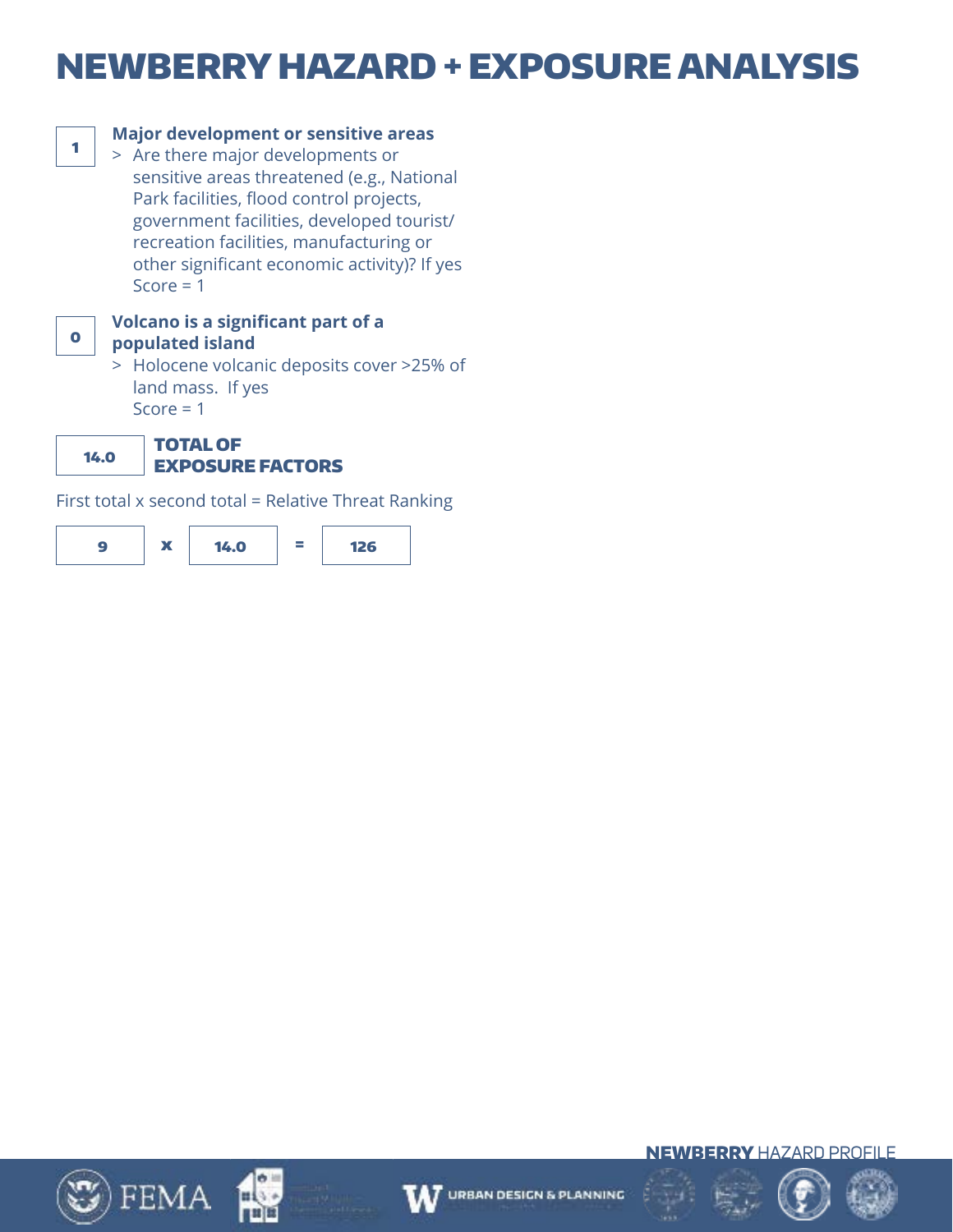# NEWBERRY HAZARD + EXPOSURE ANALYSIS

**1**

**Major development or sensitive areas**

> Are there major developments or sensitive areas threatened (e.g., National Park facilities, flood control projects, government facilities, developed tourist/recreation facilities, manufacturing or other significant economic activity)? If yes Score = 1

**0**

**Volcano is a significant part of a populated island**

> Holocene volcanic deposits cover >25% of land mass. If yes Score = 1

**14.0** **TOTAL OF EXPOSURE FACTORS**

First total x second total = Relative Threat Ranking

9 x 14.0 = 126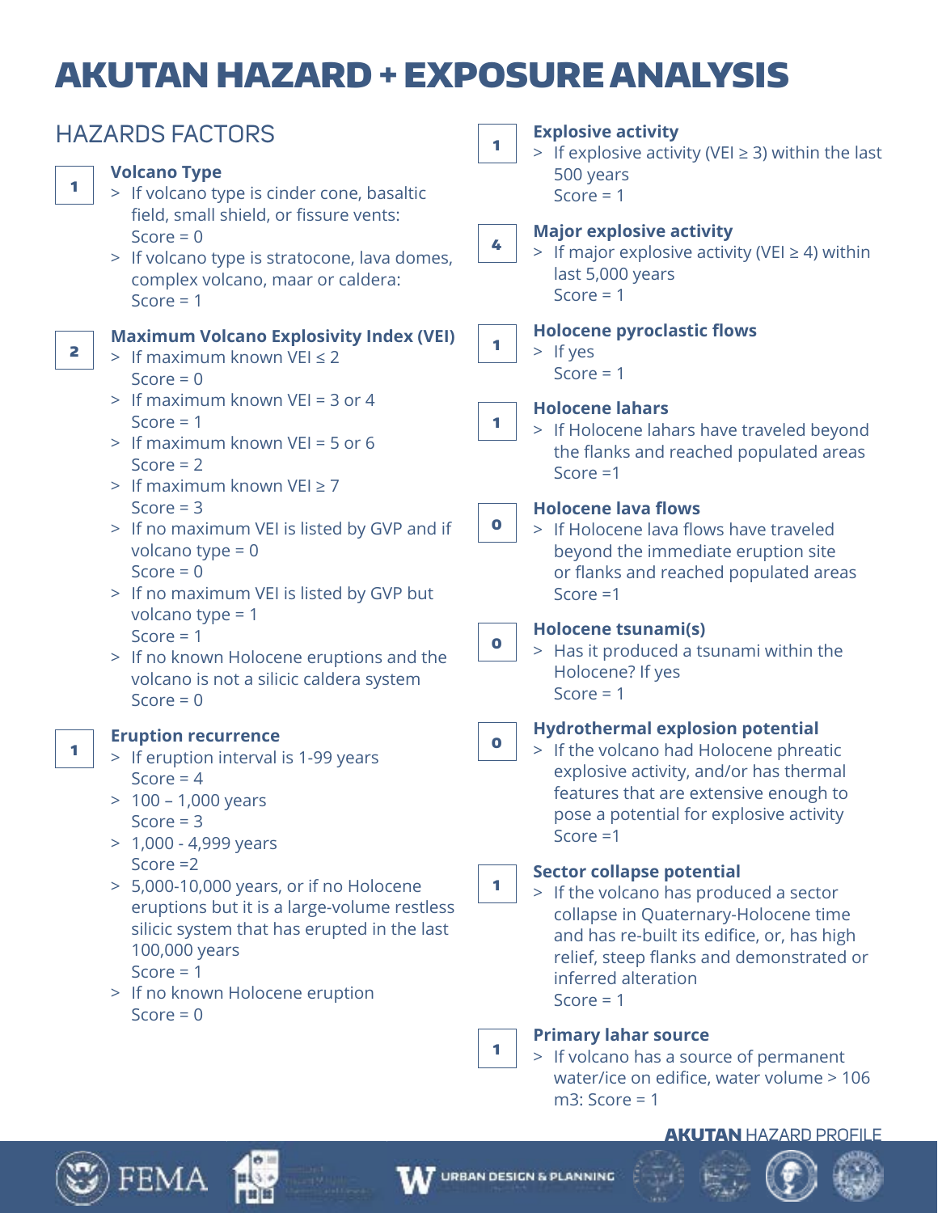# AKUTAN HAZARD + EXPOSURE ANALYSIS

## HAZARDS FACTORS

**1**

### Volcano Type

- If volcano type is cinder cone, basaltic field, small shield, or fissure vents: Score = 0
- If volcano type is stratocone, lava domes, complex volcano, maar or caldera: Score = 1

**2**

### Maximum Volcano Explosivity Index (VEI)

- If maximum known VEI ≤ 2 Score = 0
- If maximum known VEI = 3 or 4 Score = 1
- If maximum known VEI = 5 or 6 Score = 2
- If maximum known VEI ≥ 7 Score = 3
- If no maximum VEI is listed by GVP and if volcano type = 0 Score = 0
- If no maximum VEI is listed by GVP but volcano type = 1 Score = 1
- If no known Holocene eruptions and the volcano is not a silicic caldera system Score = 0

**1**

### Eruption recurrence

- If eruption interval is 1-99 years Score = 4
- 100 – 1,000 years Score = 3
- 1,000 - 4,999 years Score =2
- 5,000-10,000 years, or if no Holocene eruptions but it is a large-volume restless silicic system that has erupted in the last 100,000 years Score = 1
- If no known Holocene eruption Score = 0

**1**

### Explosive activity

- If explosive activity (VEI ≥ 3) within the last 500 years Score = 1

**4**

### Major explosive activity

- If major explosive activity (VEI ≥ 4) within last 5,000 years Score = 1

**1**

### Holocene pyroclastic flows

- If yes Score = 1

**1**

### Holocene lahars

- If Holocene lahars have traveled beyond the flanks and reached populated areas Score =1

**0**

### Holocene lava flows

- If Holocene lava flows have traveled beyond the immediate eruption site or flanks and reached populated areas Score =1

**0**

### Holocene tsunami(s)

- Has it produced a tsunami within the Holocene? If yes Score = 1

**0**

### Hydrothermal explosion potential

- If the volcano had Holocene phreatic explosive activity, and/or has thermal features that are extensive enough to pose a potential for explosive activity Score =1

**1**

### Sector collapse potential

- If the volcano has produced a sector collapse in Quaternary-Holocene time and has re-built its edifice, or, has high relief, steep flanks and demonstrated or inferred alteration Score = 1

**1**

### Primary lahar source

- If volcano has a source of permanent water/ice on edifice, water volume > 106 m3: Score = 1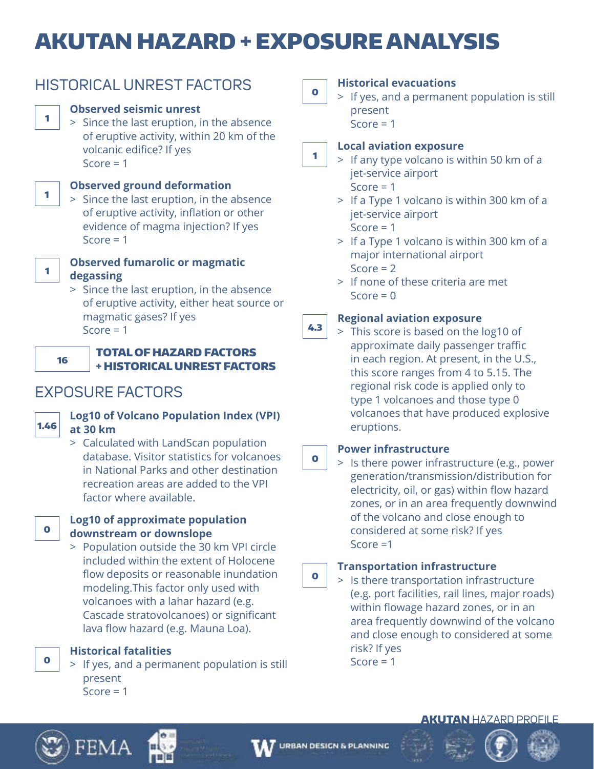# AKUTAN HAZARD + EXPOSURE ANALYSIS

## HISTORICAL UNREST FACTORS

**1** — **Observed seismic unrest**

> Since the last eruption, in the absence of eruptive activity, within 20 km of the volcanic edifice? If yes
Score = 1

**1** — **Observed ground deformation**

> Since the last eruption, in the absence of eruptive activity, inflation or other evidence of magma injection? If yes
Score = 1

**1** — **Observed fumarolic or magmatic degassing**

> Since the last eruption, in the absence of eruptive activity, either heat source or magmatic gases? If yes
Score = 1

**16** — **TOTAL OF HAZARD FACTORS + HISTORICAL UNREST FACTORS**

## EXPOSURE FACTORS

**1.46** — **Log10 of Volcano Population Index (VPI) at 30 km**

> Calculated with LandScan population database. Visitor statistics for volcanoes in National Parks and other destination recreation areas are added to the VPI factor where available.

**0** — **Log10 of approximate population downstream or downslope**

> Population outside the 30 km VPI circle included within the extent of Holocene flow deposits or reasonable inundation modeling.This factor only used with volcanoes with a lahar hazard (e.g. Cascade stratovolcanoes) or significant lava flow hazard (e.g. Mauna Loa).

**0** — **Historical fatalities**

> If yes, and a permanent population is still present
Score = 1

**0** — **Historical evacuations**

> If yes, and a permanent population is still present
Score = 1

**1** — **Local aviation exposure**

> If any type volcano is within 50 km of a jet-service airport
Score = 1

> If a Type 1 volcano is within 300 km of a jet-service airport
Score = 1

> If a Type 1 volcano is within 300 km of a major international airport
Score = 2

> If none of these criteria are met
Score = 0

**4.3** — **Regional aviation exposure**

> This score is based on the log10 of approximate daily passenger traffic in each region. At present, in the U.S., this score ranges from 4 to 5.15. The regional risk code is applied only to type 1 volcanoes and those type 0 volcanoes that have produced explosive eruptions.

**0** — **Power infrastructure**

> Is there power infrastructure (e.g., power generation/transmission/distribution for electricity, oil, or gas) within flow hazard zones, or in an area frequently downwind of the volcano and close enough to considered at some risk? If yes
Score =1

**0** — **Transportation infrastructure**

> Is there transportation infrastructure (e.g. port facilities, rail lines, major roads) within flowage hazard zones, or in an area frequently downwind of the volcano and close enough to considered at some risk? If yes
Score = 1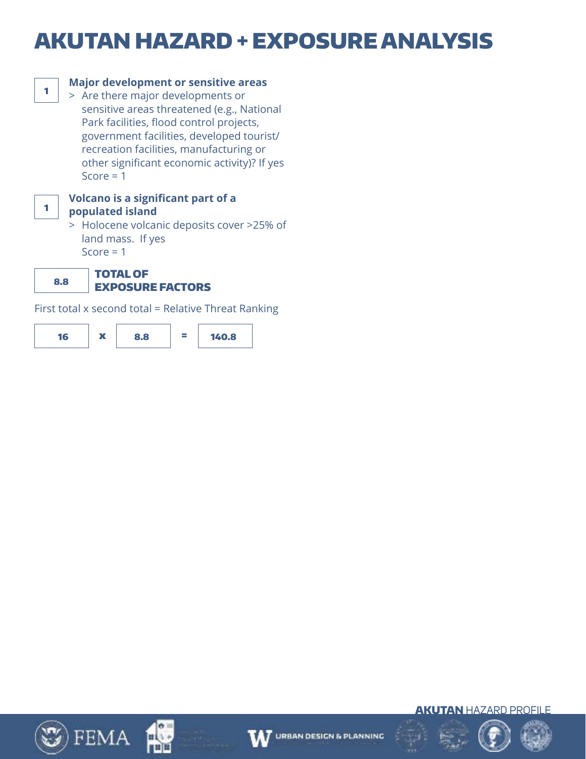# AKUTAN HAZARD + EXPOSURE ANALYSIS

**1** — **Major development or sensitive areas**

> Are there major developments or sensitive areas threatened (e.g., National Park facilities, flood control projects, government facilities, developed tourist/ recreation facilities, manufacturing or other significant economic activity)? If yes Score = 1

**1** — **Volcano is a significant part of a populated island**

> Holocene volcanic deposits cover >25% of land mass. If yes Score = 1

**8.8** — **TOTAL OF EXPOSURE FACTORS**

First total x second total = Relative Threat Ranking

**16** x **8.8** = **140.8**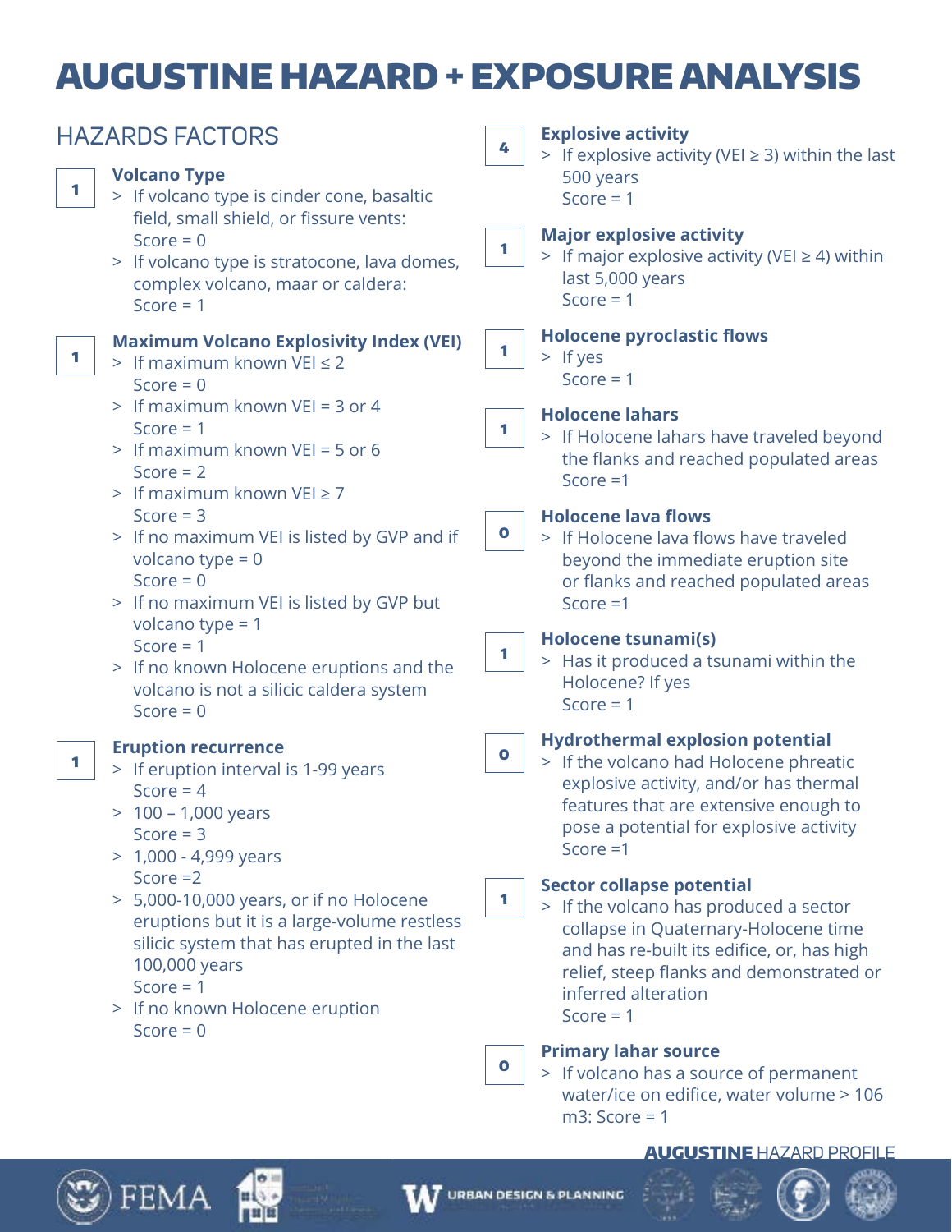# AUGUSTINE HAZARD + EXPOSURE ANALYSIS

## HAZARDS FACTORS

**1**

### Volcano Type

- If volcano type is cinder cone, basaltic field, small shield, or fissure vents: Score = 0
- If volcano type is stratocone, lava domes, complex volcano, maar or caldera: Score = 1

**1**

### Maximum Volcano Explosivity Index (VEI)

- If maximum known VEI ≤ 2 Score = 0
- If maximum known VEI = 3 or 4 Score = 1
- If maximum known VEI = 5 or 6 Score = 2
- If maximum known VEI ≥ 7 Score = 3
- If no maximum VEI is listed by GVP and if volcano type = 0 Score = 0
- If no maximum VEI is listed by GVP but volcano type = 1 Score = 1
- If no known Holocene eruptions and the volcano is not a silicic caldera system Score = 0

**1**

### Eruption recurrence

- If eruption interval is 1-99 years Score = 4
- 100 – 1,000 years Score = 3
- 1,000 - 4,999 years Score =2
- 5,000-10,000 years, or if no Holocene eruptions but it is a large-volume restless silicic system that has erupted in the last 100,000 years Score = 1
- If no known Holocene eruption Score = 0

**4**

### Explosive activity

- If explosive activity (VEI ≥ 3) within the last 500 years Score = 1

**1**

### Major explosive activity

- If major explosive activity (VEI ≥ 4) within last 5,000 years Score = 1

**1**

### Holocene pyroclastic flows

- If yes Score = 1

**1**

### Holocene lahars

- If Holocene lahars have traveled beyond the flanks and reached populated areas Score =1

**0**

### Holocene lava flows

- If Holocene lava flows have traveled beyond the immediate eruption site or flanks and reached populated areas Score =1

**1**

### Holocene tsunami(s)

- Has it produced a tsunami within the Holocene? If yes Score = 1

**0**

### Hydrothermal explosion potential

- If the volcano had Holocene phreatic explosive activity, and/or has thermal features that are extensive enough to pose a potential for explosive activity Score =1

**1**

### Sector collapse potential

- If the volcano has produced a sector collapse in Quaternary-Holocene time and has re-built its edifice, or, has high relief, steep flanks and demonstrated or inferred alteration Score = 1

**0**

### Primary lahar source

- If volcano has a source of permanent water/ice on edifice, water volume > 106 m3: Score = 1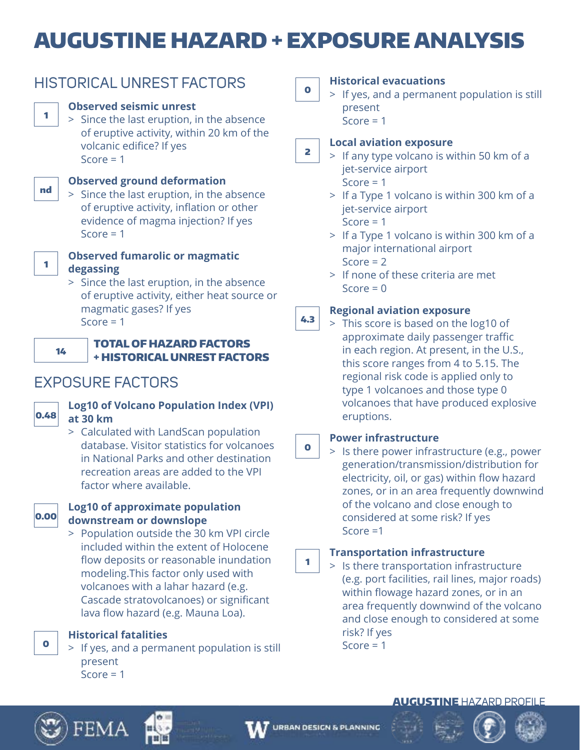# AUGUSTINE HAZARD + EXPOSURE ANALYSIS

## HISTORICAL UNREST FACTORS

**1**

**Observed seismic unrest**

> Since the last eruption, in the absence of eruptive activity, within 20 km of the volcanic edifice? If yes
> Score = 1

**nd**

**Observed ground deformation**

> Since the last eruption, in the absence of eruptive activity, inflation or other evidence of magma injection? If yes
> Score = 1

**1**

**Observed fumarolic or magmatic degassing**

> Since the last eruption, in the absence of eruptive activity, either heat source or magmatic gases? If yes
> Score = 1

**14**

**TOTAL OF HAZARD FACTORS + HISTORICAL UNREST FACTORS**

## EXPOSURE FACTORS

**0.48**

**Log10 of Volcano Population Index (VPI) at 30 km**

> Calculated with LandScan population database. Visitor statistics for volcanoes in National Parks and other destination recreation areas are added to the VPI factor where available.

**0.00**

**Log10 of approximate population downstream or downslope**

> Population outside the 30 km VPI circle included within the extent of Holocene flow deposits or reasonable inundation modeling.This factor only used with volcanoes with a lahar hazard (e.g. Cascade stratovolcanoes) or significant lava flow hazard (e.g. Mauna Loa).

**0**

**Historical fatalities**

> If yes, and a permanent population is still present
> Score = 1

**0**

**Historical evacuations**

> If yes, and a permanent population is still present
> Score = 1

**2**

**Local aviation exposure**

> If any type volcano is within 50 km of a jet-service airport
> Score = 1

> If a Type 1 volcano is within 300 km of a jet-service airport
> Score = 1

> If a Type 1 volcano is within 300 km of a major international airport
> Score = 2

> If none of these criteria are met
> Score = 0

**4.3**

**Regional aviation exposure**

> This score is based on the log10 of approximate daily passenger traffic in each region. At present, in the U.S., this score ranges from 4 to 5.15. The regional risk code is applied only to type 1 volcanoes and those type 0 volcanoes that have produced explosive eruptions.

**0**

**Power infrastructure**

> Is there power infrastructure (e.g., power generation/transmission/distribution for electricity, oil, or gas) within flow hazard zones, or in an area frequently downwind of the volcano and close enough to considered at some risk? If yes
> Score =1

**1**

**Transportation infrastructure**

> Is there transportation infrastructure (e.g. port facilities, rail lines, major roads) within flowage hazard zones, or in an area frequently downwind of the volcano and close enough to considered at some risk? If yes
> Score = 1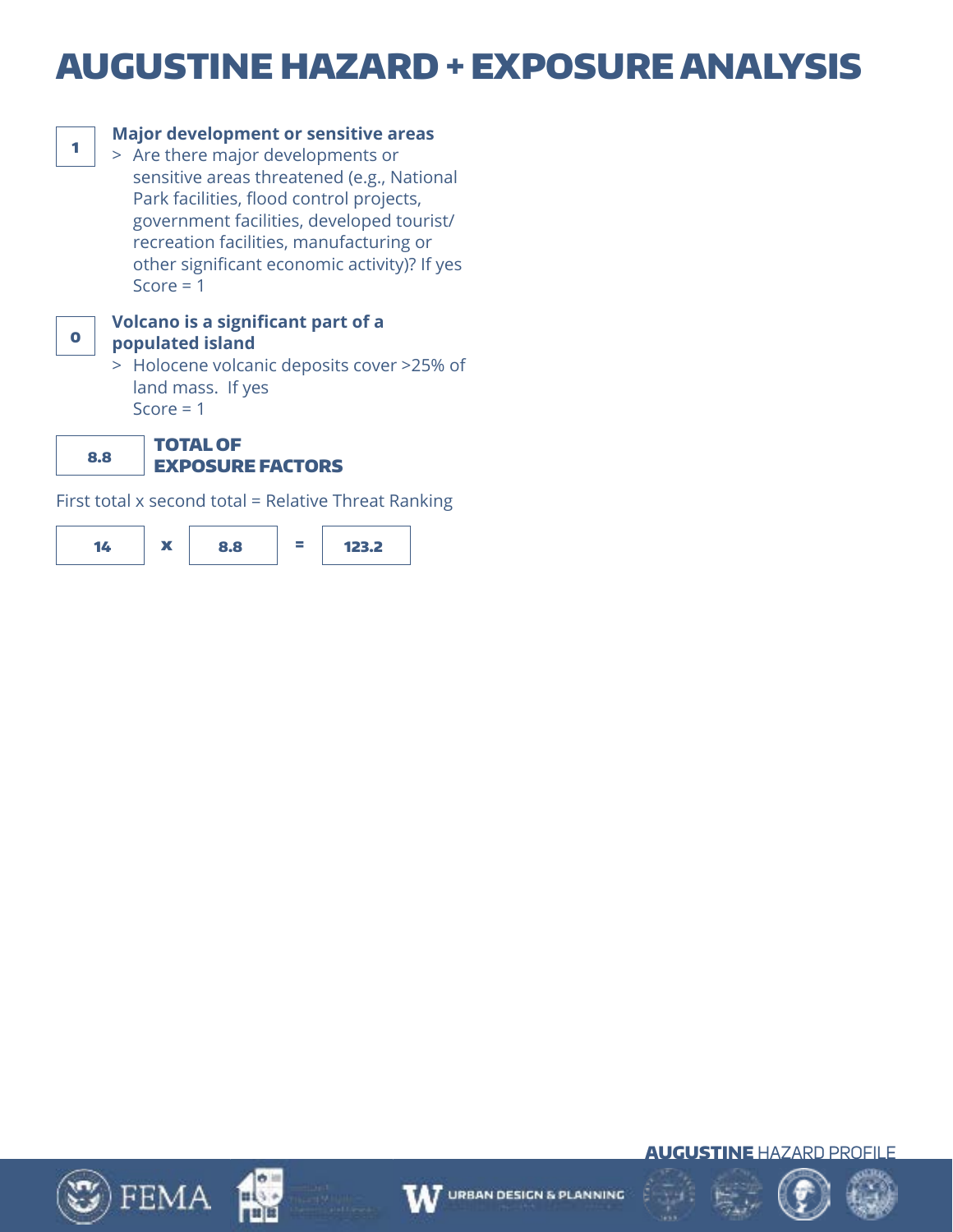# AUGUSTINE HAZARD + EXPOSURE ANALYSIS

**1**

**Major development or sensitive areas**

> Are there major developments or sensitive areas threatened (e.g., National Park facilities, flood control projects, government facilities, developed tourist/ recreation facilities, manufacturing or other significant economic activity)? If yes Score = 1

**0**

**Volcano is a significant part of a populated island**

> Holocene volcanic deposits cover >25% of land mass. If yes Score = 1

**8.8** **TOTAL OF EXPOSURE FACTORS**

First total x second total = Relative Threat Ranking

**14** x **8.8** = **123.2**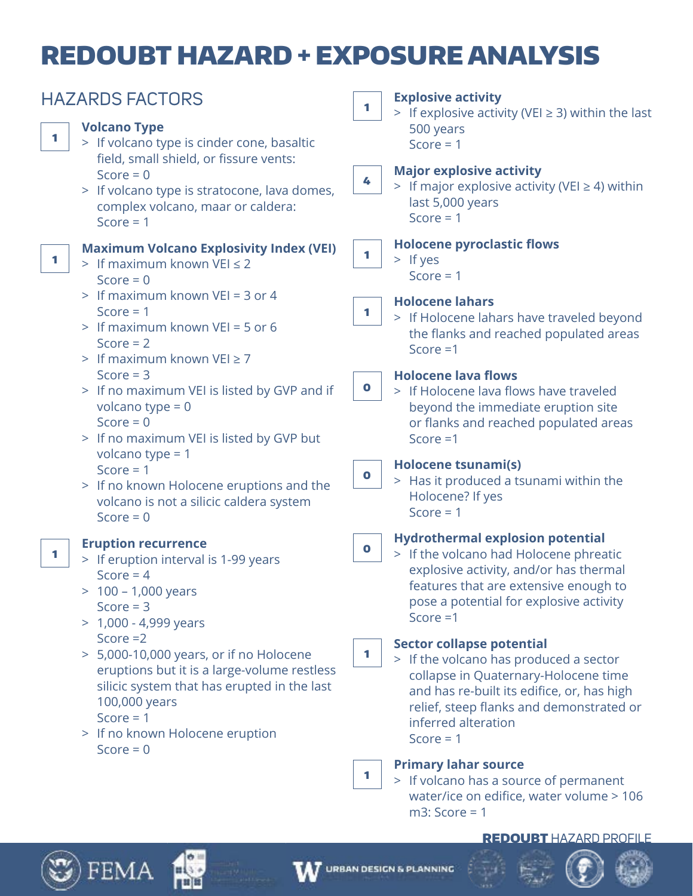# REDOUBT HAZARD + EXPOSURE ANALYSIS

## HAZARDS FACTORS

**1** — **Volcano Type**
- > If volcano type is cinder cone, basaltic field, small shield, or fissure vents: Score = 0
- > If volcano type is stratocone, lava domes, complex volcano, maar or caldera: Score = 1

**1** — **Maximum Volcano Explosivity Index (VEI)**
- > If maximum known VEI ≤ 2 Score = 0
- > If maximum known VEI = 3 or 4 Score = 1
- > If maximum known VEI = 5 or 6 Score = 2
- > If maximum known VEI ≥ 7 Score = 3
- > If no maximum VEI is listed by GVP and if volcano type = 0 Score = 0
- > If no maximum VEI is listed by GVP but volcano type = 1 Score = 1
- > If no known Holocene eruptions and the volcano is not a silicic caldera system Score = 0

**1** — **Eruption recurrence**
- > If eruption interval is 1-99 years Score = 4
- > 100 – 1,000 years Score = 3
- > 1,000 - 4,999 years Score =2
- > 5,000-10,000 years, or if no Holocene eruptions but it is a large-volume restless silicic system that has erupted in the last 100,000 years Score = 1
- > If no known Holocene eruption Score = 0

**1** — **Explosive activity**
- > If explosive activity (VEI ≥ 3) within the last 500 years Score = 1

**4** — **Major explosive activity**
- > If major explosive activity (VEI ≥ 4) within last 5,000 years Score = 1

**1** — **Holocene pyroclastic flows**
- > If yes Score = 1

**1** — **Holocene lahars**
- > If Holocene lahars have traveled beyond the flanks and reached populated areas Score =1

**0** — **Holocene lava flows**
- > If Holocene lava flows have traveled beyond the immediate eruption site or flanks and reached populated areas Score =1

**0** — **Holocene tsunami(s)**
- > Has it produced a tsunami within the Holocene? If yes Score = 1

**0** — **Hydrothermal explosion potential**
- > If the volcano had Holocene phreatic explosive activity, and/or has thermal features that are extensive enough to pose a potential for explosive activity Score =1

**1** — **Sector collapse potential**
- > If the volcano has produced a sector collapse in Quaternary-Holocene time and has re-built its edifice, or, has high relief, steep flanks and demonstrated or inferred alteration Score = 1

**1** — **Primary lahar source**
- > If volcano has a source of permanent water/ice on edifice, water volume > 106 m3: Score = 1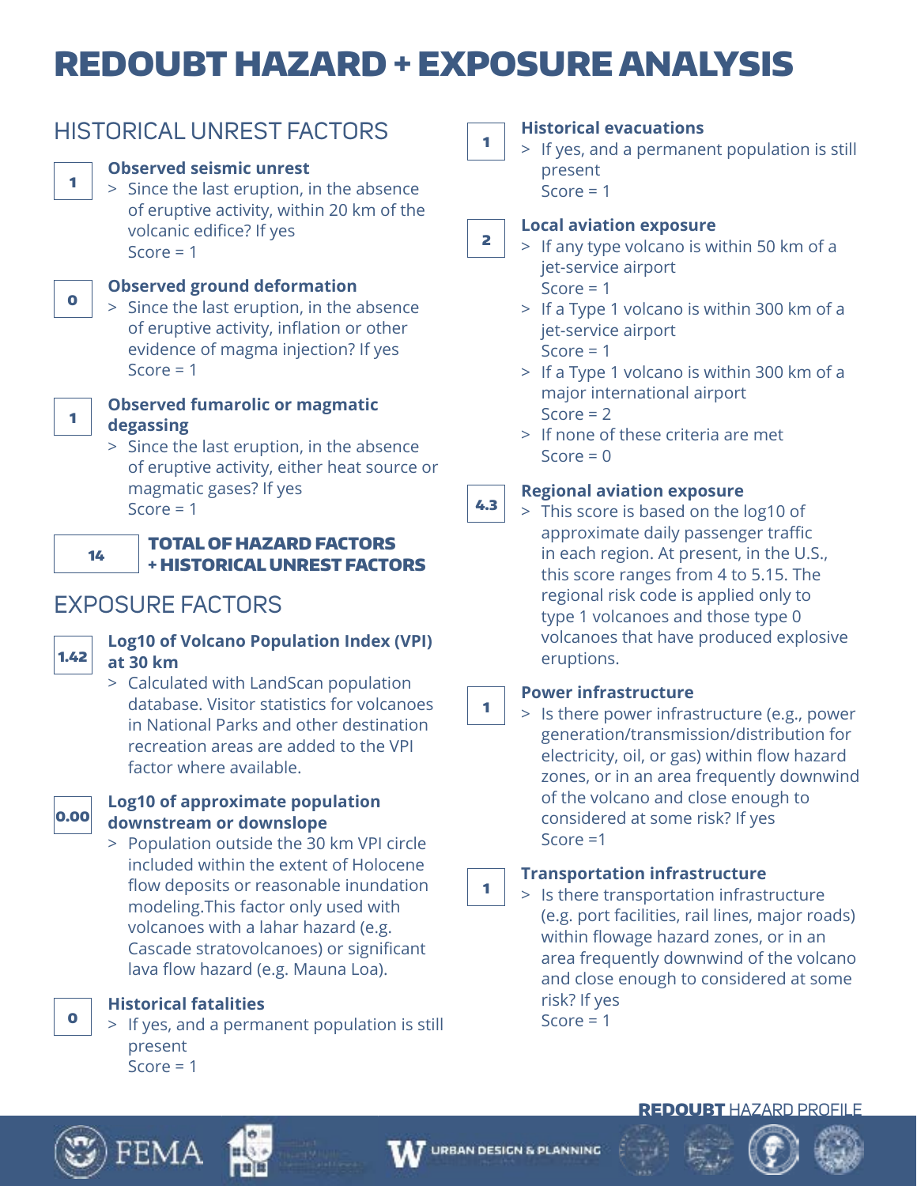# REDOUBT HAZARD + EXPOSURE ANALYSIS

## HISTORICAL UNREST FACTORS

**1**

### Observed seismic unrest

> Since the last eruption, in the absence of eruptive activity, within 20 km of the volcanic edifice? If yes
Score = 1

**0**

### Observed ground deformation

> Since the last eruption, in the absence of eruptive activity, inflation or other evidence of magma injection? If yes
Score = 1

**1**

### Observed fumarolic or magmatic degassing

> Since the last eruption, in the absence of eruptive activity, either heat source or magmatic gases? If yes
Score = 1

**14**

**TOTAL OF HAZARD FACTORS + HISTORICAL UNREST FACTORS**

## EXPOSURE FACTORS

**1.42**

### Log10 of Volcano Population Index (VPI) at 30 km

> Calculated with LandScan population database. Visitor statistics for volcanoes in National Parks and other destination recreation areas are added to the VPI factor where available.

**0.00**

### Log10 of approximate population downstream or downslope

> Population outside the 30 km VPI circle included within the extent of Holocene flow deposits or reasonable inundation modeling.This factor only used with volcanoes with a lahar hazard (e.g. Cascade stratovolcanoes) or significant lava flow hazard (e.g. Mauna Loa).

**0**

### Historical fatalities

> If yes, and a permanent population is still present
Score = 1

**1**

### Historical evacuations

> If yes, and a permanent population is still present
Score = 1

**2**

### Local aviation exposure

> If any type volcano is within 50 km of a jet-service airport
Score = 1

> If a Type 1 volcano is within 300 km of a jet-service airport
Score = 1

> If a Type 1 volcano is within 300 km of a major international airport
Score = 2

> If none of these criteria are met
Score = 0

**4.3**

### Regional aviation exposure

> This score is based on the log10 of approximate daily passenger traffic in each region. At present, in the U.S., this score ranges from 4 to 5.15. The regional risk code is applied only to type 1 volcanoes and those type 0 volcanoes that have produced explosive eruptions.

**1**

### Power infrastructure

> Is there power infrastructure (e.g., power generation/transmission/distribution for electricity, oil, or gas) within flow hazard zones, or in an area frequently downwind of the volcano and close enough to considered at some risk? If yes
Score =1

**1**

### Transportation infrastructure

> Is there transportation infrastructure (e.g. port facilities, rail lines, major roads) within flowage hazard zones, or in an area frequently downwind of the volcano and close enough to considered at some risk? If yes
Score = 1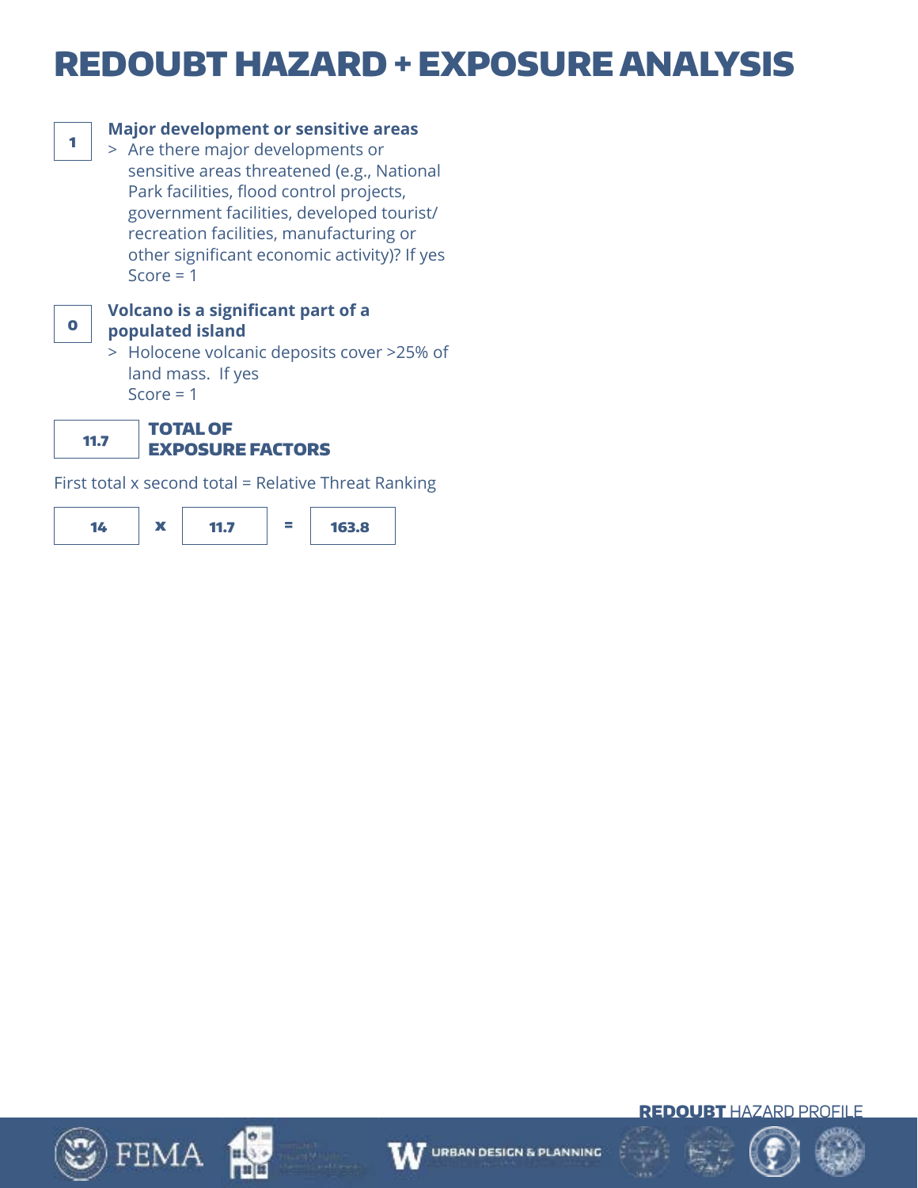# REDOUBT HAZARD + EXPOSURE ANALYSIS

**1**

**Major development or sensitive areas**

> Are there major developments or sensitive areas threatened (e.g., National Park facilities, flood control projects, government facilities, developed tourist/ recreation facilities, manufacturing or other significant economic activity)? If yes Score = 1

**0**

**Volcano is a significant part of a populated island**

> Holocene volcanic deposits cover >25% of land mass. If yes Score = 1

**11.7** **TOTAL OF EXPOSURE FACTORS**

First total x second total = Relative Threat Ranking

**14** x **11.7** = **163.8**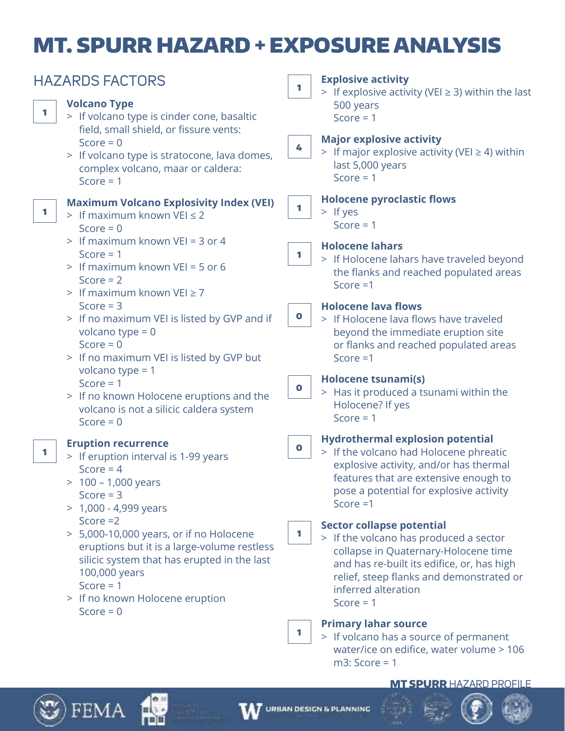# MT. SPURR HAZARD + EXPOSURE ANALYSIS

## HAZARDS FACTORS

**1**

### Volcano Type

- If volcano type is cinder cone, basaltic field, small shield, or fissure vents: Score = 0
- If volcano type is stratocone, lava domes, complex volcano, maar or caldera: Score = 1

**1**

### Maximum Volcano Explosivity Index (VEI)

- If maximum known VEI ≤ 2 Score = 0
- If maximum known VEI = 3 or 4 Score = 1
- If maximum known VEI = 5 or 6 Score = 2
- If maximum known VEI ≥ 7 Score = 3
- If no maximum VEI is listed by GVP and if volcano type = 0 Score = 0
- If no maximum VEI is listed by GVP but volcano type = 1 Score = 1
- If no known Holocene eruptions and the volcano is not a silicic caldera system Score = 0

**1**

### Eruption recurrence

- If eruption interval is 1-99 years Score = 4
- 100 – 1,000 years Score = 3
- 1,000 - 4,999 years Score =2
- 5,000-10,000 years, or if no Holocene eruptions but it is a large-volume restless silicic system that has erupted in the last 100,000 years Score = 1
- If no known Holocene eruption Score = 0

**1**

### Explosive activity

- If explosive activity (VEI ≥ 3) within the last 500 years Score = 1

**4**

### Major explosive activity

- If major explosive activity (VEI ≥ 4) within last 5,000 years Score = 1

**1**

### Holocene pyroclastic flows

- If yes Score = 1

**1**

### Holocene lahars

- If Holocene lahars have traveled beyond the flanks and reached populated areas Score =1

**0**

### Holocene lava flows

- If Holocene lava flows have traveled beyond the immediate eruption site or flanks and reached populated areas Score =1

**0**

### Holocene tsunami(s)

- Has it produced a tsunami within the Holocene? If yes Score = 1

**0**

### Hydrothermal explosion potential

- If the volcano had Holocene phreatic explosive activity, and/or has thermal features that are extensive enough to pose a potential for explosive activity Score =1

**1**

### Sector collapse potential

- If the volcano has produced a sector collapse in Quaternary-Holocene time and has re-built its edifice, or, has high relief, steep flanks and demonstrated or inferred alteration Score = 1

**1**

### Primary lahar source

- If volcano has a source of permanent water/ice on edifice, water volume > 106 m3: Score = 1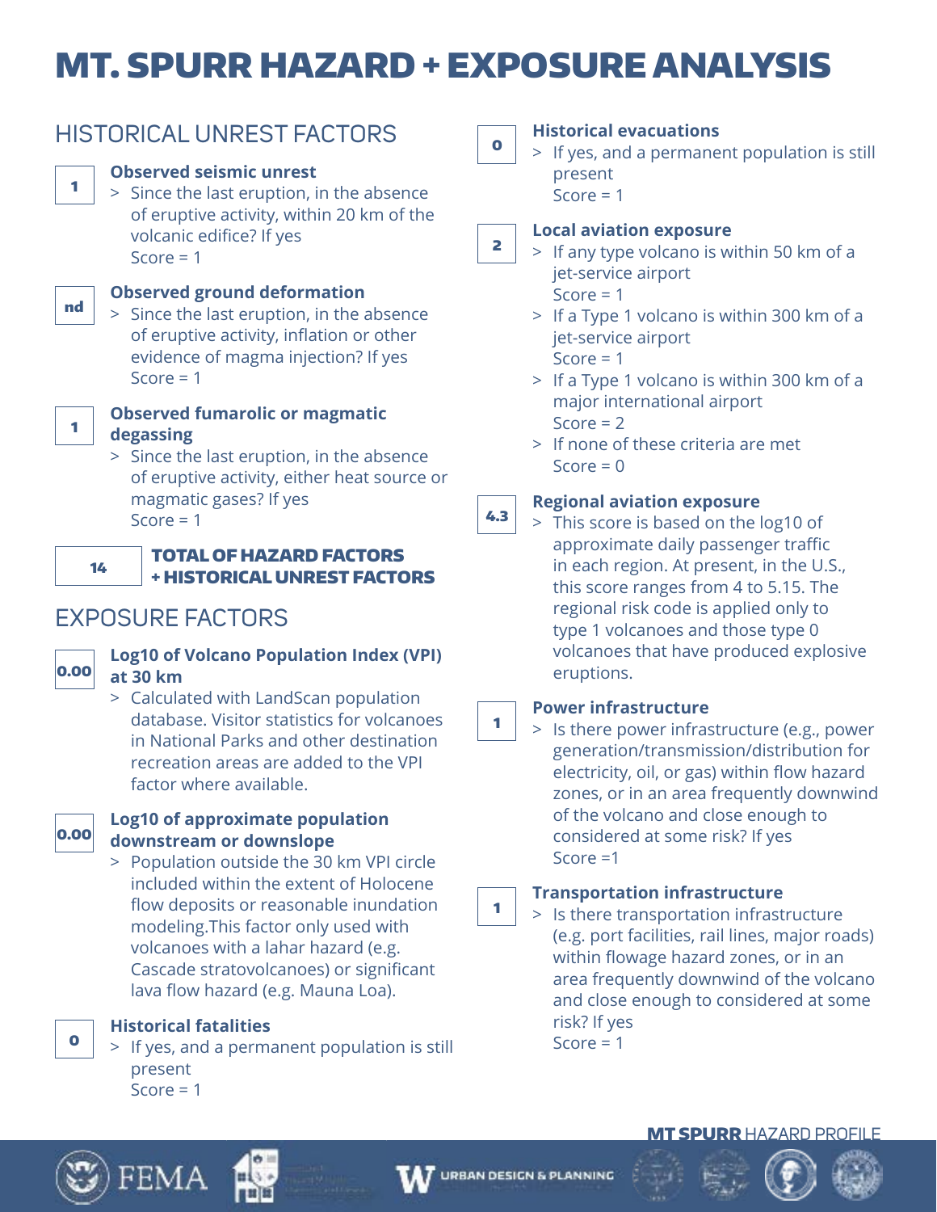# MT. SPURR HAZARD + EXPOSURE ANALYSIS

## HISTORICAL UNREST FACTORS

**1** — **Observed seismic unrest**
> Since the last eruption, in the absence of eruptive activity, within 20 km of the volcanic edifice? If yes
Score = 1

**nd** — **Observed ground deformation**
> Since the last eruption, in the absence of eruptive activity, inflation or other evidence of magma injection? If yes
Score = 1

**1** — **Observed fumarolic or magmatic degassing**
> Since the last eruption, in the absence of eruptive activity, either heat source or magmatic gases? If yes
Score = 1

**14** — **TOTAL OF HAZARD FACTORS + HISTORICAL UNREST FACTORS**

## EXPOSURE FACTORS

**0.00** — **Log10 of Volcano Population Index (VPI) at 30 km**
> Calculated with LandScan population database. Visitor statistics for volcanoes in National Parks and other destination recreation areas are added to the VPI factor where available.

**0.00** — **Log10 of approximate population downstream or downslope**
> Population outside the 30 km VPI circle included within the extent of Holocene flow deposits or reasonable inundation modeling.This factor only used with volcanoes with a lahar hazard (e.g. Cascade stratovolcanoes) or significant lava flow hazard (e.g. Mauna Loa).

**0** — **Historical fatalities**
> If yes, and a permanent population is still present
Score = 1

**0** — **Historical evacuations**
> If yes, and a permanent population is still present
Score = 1

**2** — **Local aviation exposure**
> If any type volcano is within 50 km of a jet-service airport
Score = 1
> If a Type 1 volcano is within 300 km of a jet-service airport
Score = 1
> If a Type 1 volcano is within 300 km of a major international airport
Score = 2
> If none of these criteria are met
Score = 0

**4.3** — **Regional aviation exposure**
> This score is based on the log10 of approximate daily passenger traffic in each region. At present, in the U.S., this score ranges from 4 to 5.15. The regional risk code is applied only to type 1 volcanoes and those type 0 volcanoes that have produced explosive eruptions.

**1** — **Power infrastructure**
> Is there power infrastructure (e.g., power generation/transmission/distribution for electricity, oil, or gas) within flow hazard zones, or in an area frequently downwind of the volcano and close enough to considered at some risk? If yes
Score =1

**1** — **Transportation infrastructure**
> Is there transportation infrastructure (e.g. port facilities, rail lines, major roads) within flowage hazard zones, or in an area frequently downwind of the volcano and close enough to considered at some risk? If yes
Score = 1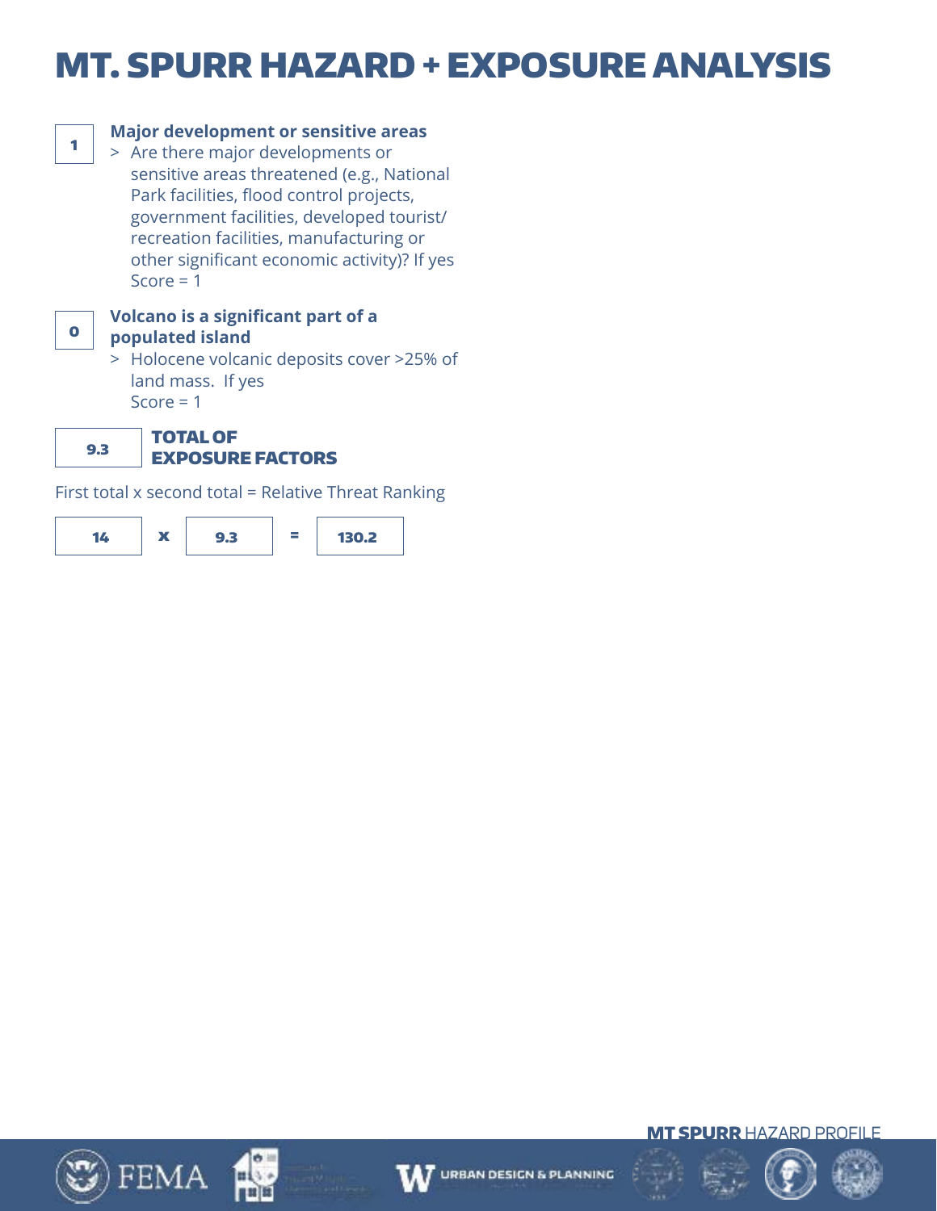# MT. SPURR HAZARD + EXPOSURE ANALYSIS

**1**

**Major development or sensitive areas**

> Are there major developments or sensitive areas threatened (e.g., National Park facilities, flood control projects, government facilities, developed tourist/ recreation facilities, manufacturing or other significant economic activity)? If yes Score = 1

**0**

**Volcano is a significant part of a populated island**

> Holocene volcanic deposits cover >25% of land mass. If yes Score = 1

**9.3** **TOTAL OF EXPOSURE FACTORS**

First total x second total = Relative Threat Ranking

**14** x **9.3** = **130.2**